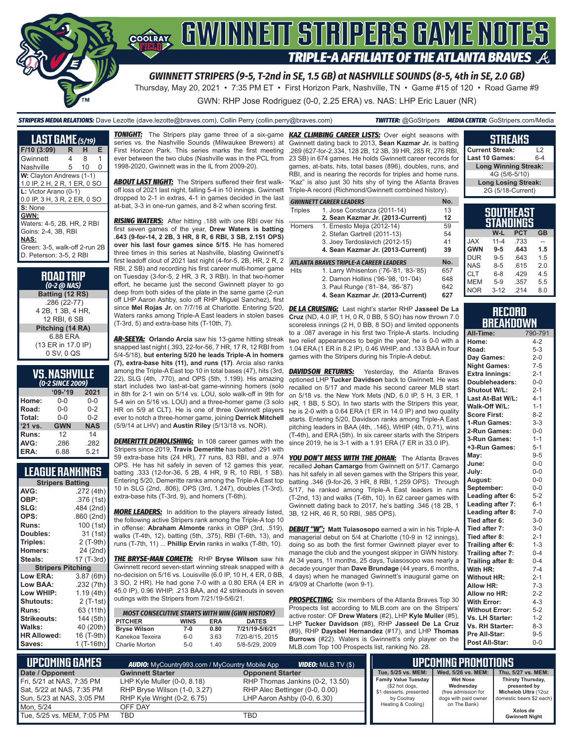# GWINNETT STRIPERS GAME NOTES

## TRIPLE-A AFFILIATE OF THE ATLANTA BRAVES

### GWINNETT STRIPERS (9-5, T-2nd in SE, 1.5 GB) at NASHVILLE SOUNDS (8-5, 4th in SE, 2.0 GB)

Thursday, May 20, 2021 • 7:35 PM ET • First Horizon Park, Nashville, TN • Game #15 of 120 • Road Game #9

GWN: RHP Jose Rodriguez (0-0, 2.25 ERA) vs. NAS: LHP Eric Lauer (NR)

**STRIPERS MEDIA RELATIONS:** Dave Lezotte (dave.lezotte@braves.com), Collin Perry (collin.perry@braves.com) **TWITTER:** @GoStripers **MEDIA CENTER:** GoStripers.com/Media

## LAST GAME (5/19)

| F/10 (3:09) | R | H | E |
|---|---|---|---|
| Gwinnett | 4 | 8 | 1 |
| Nashville | 5 | 10 | 0 |

**W:** Clayton Andrews (1-1)
1.0 IP, 2 H, 2 R, 1 ER, 0 SO

**L:** Victor Arano (0-1)
0.0 IP, 3 H, 3 R, 2 ER, 0 SO

**S:** None

**GWN:**
Waters: 4-5, 2B, HR, 2 RBI
Goins: 2-4, 3B, RBI

**NAS:**
Green: 3-5, walk-off 2-run 2B
D. Peterson: 3-5, 2 RBI

## ROAD TRIP
*(0-2 @ NAS)*

**Batting (12 RS)**
.286 (22-77)
4 2B, 1 3B, 4 HR,
12 RBI, 6 SB

**Pitching (14 RA)**
6.88 ERA
(13 ER in 17.0 IP)
0 SV, 0 QS

## VS. NASHVILLE
*(0-2 SINCE 2009)*

| | '09-'19 | 2021 |
|---|---|---|
| Home: | 0-0 | 0-0 |
| Road: | 0-0 | 0-2 |
| Total: | 0-0 | 0-2 |
| '21 vs. | GWN | NAS |
| Runs: | 12 | 14 |
| AVG: | .286 | .282 |
| ERA: | 6.88 | 5.21 |

## LEAGUE RANKINGS

| Stripers Batting | |
|---|---|
| AVG: | .272 (4th) |
| OBP: | .376 (1st) |
| SLG: | .484 (2nd) |
| OPS: | .860 (2nd) |
| Runs: | 100 (1st) |
| Doubles: | 31 (1st) |
| Triples: | 2 (T-9th) |
| Homers: | 24 (2nd) |
| Steals: | 17 (T-3rd) |
| **Stripers Pitching** | |
| Low ERA: | 3.87 (6th) |
| Low BAA: | .232 (7th) |
| Low WHIP: | 1.19 (4th) |
| Shutouts: | 2 (T-1st) |
| Runs: | 63 (11th) |
| Strikeouts: | 144 (5th) |
| Walks: | 40 (20th) |
| HR Allowed: | 16 (T-9th) |
| Saves: | 1 (T-16th) |

**TONIGHT:** The Stripers play game three of a six-game series vs. the Nashville Sounds (Milwaukee Brewers) at First Horizon Park. This series marks the first meeting ever between the two clubs (Nashville was in the PCL from 1998-2020, Gwinnett was in the IL from 2009-20).

**ABOUT LAST NIGHT:** The Stripers suffered their first walk-off loss of 2021 last night, falling 5-4 in 10 innings. Gwinnett dropped to 2-1 in extras, 4-1 in games decided in the last at-bat, 3-3 in one-run games, and 8-2 when scoring first.

**RISING WATERS:** After hitting .188 with one RBI over his first seven games of the year, **Drew Waters is batting .643 (9-for-14, 2 2B, 3 HR, 8 R, 6 RBI, 3 SB, 2.151 OPS) over his last four games since 5/15**. He has homered three times in this series at Nashville, blasting Gwinnett's first leadoff clout of 2021 last night (4-for-5, 2B, HR, 2 R, 2 RBI, 2 SB) and recording his first career multi-homer game on Tuesday (3-for-5, 2 HR, 3 R, 3 RBI). In that two-homer effort, he became just the second Gwinnett player to go deep from both sides of the plate in the same game (2-run off LHP Aaron Ashby, solo off RHP Miguel Sanchez), first since **Mel Rojas Jr.** on 7/7/16 at Charlotte. Entering 5/20, Waters ranks among Triple-A East leaders in stolen bases (T-3rd, 5) and extra-base hits (T-10th, 7).

**AR-SEEYA:** **Orlando Arcia** saw his 13-game hitting streak snapped last night (.393, 22-for-56, 7 HR, 17 R, 12 RBI from 5/4-5/18), **but entering 5/20 he leads Triple-A in homers (7), extra-base hits (11), and runs (17)**. Arcia also ranks among the Triple-A East top 10 in total bases (47), hits (3rd, 22), SLG (4th, .770), and OPS (5th, 1.199). His amazing start includes two last-at-bat game-winning homers (solo in 8th for 2-1 win on 5/14 vs. LOU, solo walk-off in 9th for 5-4 win on 5/16 vs. LOU) and a three-homer game (3 solo HR on 5/9 at CLT). He is one of three Gwinnett players ever to notch a three-homer game, joining **Derrick Mitchell** (5/9/14 at LHV) and **Austin Riley** (5/13/18 vs. NOR).

**DEMERITTE DEMOLISHING:** In 108 career games with the Stripers since 2019, **Travis Demeritte** has batted .291 with 59 extra-base hits (24 HR), 77 runs, 83 RBI, and a .974 OPS. He has hit safely in seven of 12 games this year, batting .333 (12-for-36, 5 2B, 4 HR, 9 R, 10 RBI, 1 SB). Entering 5/20, Demeritte ranks among the Triple-A East top 10 in SLG (2nd, .806), OPS (3rd, 1.247), doubles (T-3rd), extra-base hits (T-3rd, 9), and homers (T-6th).

**MORE LEADERS:** In addition to the players already listed, the following active Stripers rank among the Triple-A top 10 in offense: **Abraham Almonte** ranks in OBP (3rd, .519), walks (T-4th, 12), batting (5th, .375), RBI (T-6th, 13), and runs (T-7th, 11) ... **Phillip Ervin** ranks in walks (T-8th, 10).

**THE BRYSE-MAN COMETH:** RHP **Bryse Wilson** saw his Gwinnett record seven-start winning streak snapped with a no-decision on 5/16 vs. Louisville (6.0 IP, 10 H, 4 ER, 0 BB, 3 SO, 2 HR). He had gone 7-0 with a 0.80 ERA (4 ER in 45.0 IP), 0.96 WHIP, .213 BAA, and 42 strikeouts in seven outings with the Stripers from 7/21/19-5/6/21.

| MOST CONSECUTIVE STARTS WITH WIN (GWN HISTORY) | | | |
|---|---|---|---|
| **PITCHER** | **WINS** | **ERA** | **DATES** |
| **Bryse Wilson** | **7-0** | **0.80** | **7/21/19-5/6/21** |
| Kanekoa Texeira | 6-0 | 3.63 | 7/20-8/15, 2015 |
| Charlie Morton | 5-0 | 1.40 | 5/8-5/29, 2009 |

**KAZ CLIMBING CAREER LISTS:** Over eight seasons with Gwinnett dating back to 2013, **Sean Kazmar Jr.** is batting .269 (627-for-2,334, 128 2B, 12 3B, 39 HR, 285 R, 276 RBI, 23 SB) in 674 games. He holds Gwinnett career records for games, at-bats, hits, total bases (896), doubles, runs, and RBI, and is nearing the records for triples and home runs. "Kaz" is also just 30 hits shy of tying the Atlanta Braves Triple-A record (Richmond/Gwinnett combined history).

| GWINNETT CAREER LEADERS | | No. |
|---|---|---|
| Triples | 1. Jose Constanza (2011-14) | 13 |
| | **2. Sean Kazmar Jr. (2013-Current)** | **12** |
| Homers | 1. Ernesto Mejia (2012-14) | 59 |
| | 2. Stefan Gartrell (2011-13) | 54 |
| | 3. Joey Terdoslavich (2012-15) | 41 |
| | **4. Sean Kazmar Jr. (2013-Current)** | **39** |
| **ATLANTA BRAVES TRIPLE-A CAREER LEADERS** | | **No.** |
| Hits | 1. Larry Whisenton ('76-'81, '83-'85) | 657 |
| | 2. Damon Hollins ('96-'98, '01-'04) | 648 |
| | 3. Paul Runge ('81-'84, '86-'87) | 642 |
| | **4. Sean Kazmar Jr. (2013-Current)** | **627** |

**DE LA CRUISING:** Last night's starter RHP **Jasseel De La Cruz** (ND, 4.0 IP, 1 H, 0 R, 0 BB, 5 SO) has now thrown 7.0 scoreless innings (2 H, 0 BB, 8 SO) and limited opponents to a .087 average in his first two Triple-A starts. Including two relief appearances to begin the year, he is 0-0 with a 1.04 ERA (1 ER in 8.2 IP), 0.46 WHIP, and .133 BAA in four games with the Stripers during his Triple-A debut.

**DAVIDSON RETURNS:** Yesterday, the Atlanta Braves optioned LHP **Tucker Davidson** back to Gwinnett. He was recalled on 5/17 and made his second career MLB start on 5/18 vs. the New York Mets (ND, 6.0 IP, 5 H, 3 ER, 1 HR, 1 BB, 5 SO). In two starts with the Stripers this year, he is 2-0 with a 0.64 ERA (1 ER in 14.0 IP) and two quality starts. Entering 5/20, Davidson ranks among Triple-A East pitching leaders in BAA (4th, .146), WHIP (4th, 0.71), wins (T-4th), and ERA (5th). In six career starts with the Stripers since 2019, he is 3-1 with a 1.91 ERA (7 ER in 33.0 IP).

**YOU DON'T MESS WITH THE JOHAN:** The Atlanta Braves recalled **Johan Camargo** from Gwinnett on 5/17. Camargo has hit safely in all seven games with the Stripers this year, batting .346 (9-for-26, 3 HR, 8 RBI, 1.259 OPS). Through 5/17, he ranked among Triple-A East leaders in runs (T-2nd, 13) and walks (T-6th, 10). In 62 career games with Gwinnett dating back to 2017, he's batting .346 (18 2B, 1 3B, 12 HR, 46 R, 50 RBI, .985 OPS).

**DEBUT "W":** **Matt Tuiasosopo** earned a win in his Triple-A managerial debut on 5/4 at Charlotte (10-9 in 12 innings), doing so as both the first former Gwinnett player ever to manage the club and the youngest skipper in GWN history. At 34 years, 11 months, 25 days, Tuiasosopo was nearly a decade younger than **Dave Brundage** (44 years, 6 months, 4 days) when he managed Gwinnett's inaugural game on 4/9/09 at Charlotte (won 9-1).

**PROSPECTING:** Six members of the Atlanta Braves Top 30 Prospects list according to MLB.com are on the Stripers' active roster: OF **Drew Waters** (#2), LHP **Kyle Muller** (#5), LHP **Tucker Davidson** (#8), RHP **Jasseel De La Cruz** (#9), RHP **Daysbel Hernandez** (#17), and LHP **Thomas Burrows** (#22). Waters is Gwinnett's only player on the MLB.com Top 100 Prospects list, ranking No. 28.

## STREAKS

| | |
|---|---|
| Current Streak: | L2 |
| Last 10 Games: | 6-4 |
| **Long Winning Streak:** | |
| 4G (5/6-5/10) | |
| **Long Losing Streak:** | |
| 2G (5/18-Current) | |

## SOUTHEAST STANDINGS

| | W-L | PCT | GB |
|---|---|---|---|
| JAX | 11-4 | .733 | -- |
| **GWN** | **9-5** | **.643** | **1.5** |
| DUR | 9-5 | .643 | 1.5 |
| NAS | 8-5 | .615 | 2.0 |
| CLT | 6-8 | .429 | 4.5 |
| MEM | 5-9 | .357 | 5.5 |
| NOR | 3-12 | .214 | 8.0 |

## RECORD BREAKDOWN

| | |
|---|---|
| All-Time: | 790-791 |
| Home: | 4-2 |
| Road: | 5-3 |
| Day Games: | 2-0 |
| Night Games: | 7-5 |
| Extra Innings: | 2-1 |
| Doubleheaders: | 0-0 |
| Shutout W/L: | 2-1 |
| Last At-Bat W/L: | 4-1 |
| Walk-Off W/L: | 1-1 |
| Score First: | 8-2 |
| 1-Run Games: | 3-3 |
| 2-Run Games: | 0-0 |
| 3-Run Games: | 1-1 |
| +3-Run Games: | 5-1 |
| May: | 9-5 |
| June: | 0-0 |
| July: | 0-0 |
| August: | 0-0 |
| September: | 0-0 |
| Leading after 6: | 5-2 |
| Leading after 7: | 6-1 |
| Leading after 8: | 7-0 |
| Tied after 6: | 3-0 |
| Tied after 7: | 3-0 |
| Tied after 8: | 2-1 |
| Trailing after 6: | 1-3 |
| Trailing after 7: | 0-4 |
| Trailing after 8: | 0-4 |
| With HR: | 7-4 |
| Without HR: | 2-1 |
| Allow HR: | 7-3 |
| Allow no HR: | 2-2 |
| With Error: | 4-3 |
| Without Error: | 5-2 |
| Vs. LH Starter: | 1-2 |
| Vs. RH Starter: | 8-3 |
| Pre All-Star: | 9-5 |
| Post All-Star: | 0-0 |

## UPCOMING GAMES

**AUDIO:** MyCountry993.com / MyCountry Mobile App **VIDEO:** MiLB.TV ($)

| Date / Opponent | Gwinnett Starter | Opponent Starter |
|---|---|---|
| Fri, 5/21 at NAS, 7:35 PM | LHP Kyle Muller (0-0, 8.18) | RHP Thomas Jankins (0-2, 13.50) |
| Sat, 5/22 at NAS, 7:35 PM | RHP Bryse Wilson (1-0, 3.27) | RHP Alec Bettinger (0-0, 0.00) |
| Sun, 5/23 at NAS, 3:05 PM | RHP Kyle Wright (0-2, 6.75) | LHP Aaron Ashby (0-0, 6.30) |
| Mon, 5/24 | OFF DAY | |
| Tue, 5/25 vs. MEM, 7:05 PM | TBD | TBD |

## UPCOMING PROMOTIONS

| Tue, 5/25 vs. MEM: | Wed, 5/26 vs. MEM: | Thu, 5/27 vs. MEM: |
|---|---|---|
| **Family Value Tuesday** ($2 hot dogs, $1 desserts, presented by Coolray Heating & Cooling) | **Wet Nose Wednesday** (free admission for dogs with paid owner on The Bank) | **Thirsty Thursday, presented by Michelob Ultra** (12oz domestic beers $2 each) **Xolos de Gwinnett Night** |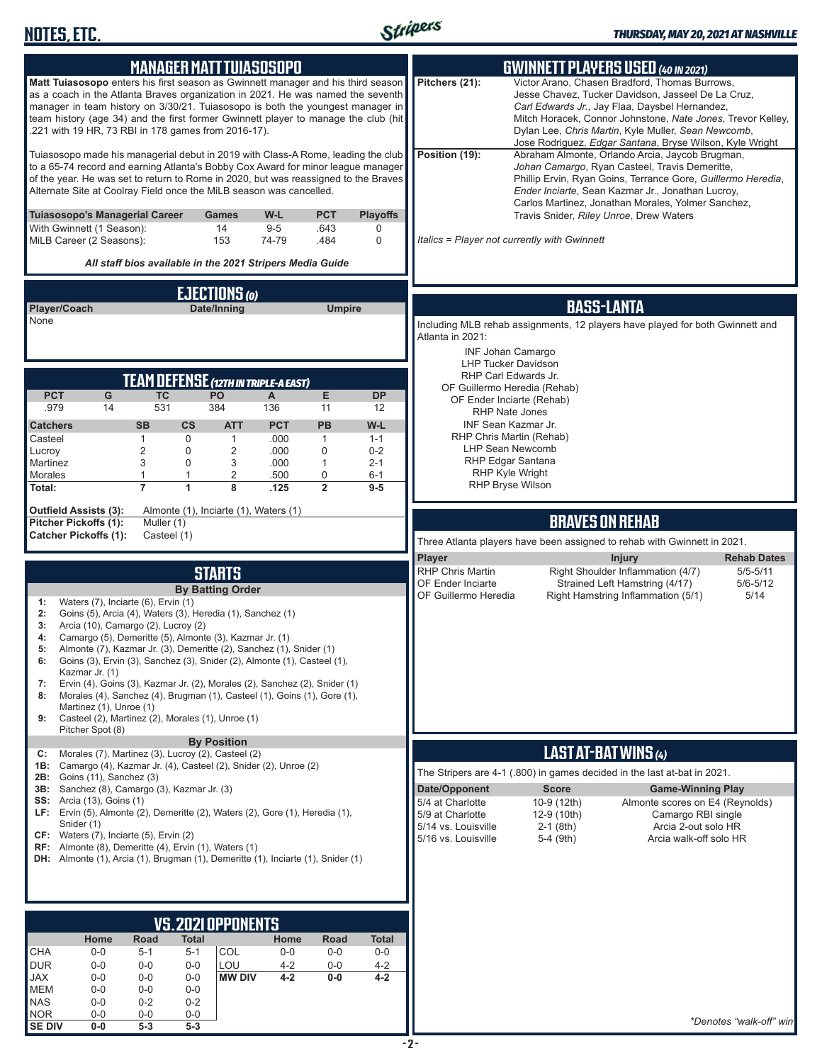# NOTES, ETC.

*THURSDAY, MAY 20, 2021 AT NASHVILLE*

## MANAGER MATT TUIASOSOPO

**Matt Tuiasosopo** enters his first season as Gwinnett manager and his third season as a coach in the Atlanta Braves organization in 2021. He was named the seventh manager in team history on 3/30/21. Tuiasosopo is both the youngest manager in team history (age 34) and the first former Gwinnett player to manage the club (hit .221 with 19 HR, 73 RBI in 178 games from 2016-17).

Tuiasosopo made his managerial debut in 2019 with Class-A Rome, leading the club to a 65-74 record and earning Atlanta's Bobby Cox Award for minor league manager of the year. He was set to return to Rome in 2020, but was reassigned to the Braves Alternate Site at Coolray Field once the MiLB season was cancelled.

| Tuiasosopo's Managerial Career | Games | W-L | PCT | Playoffs |
|---|---|---|---|---|
| With Gwinnett (1 Season): | 14 | 9-5 | .643 | 0 |
| MiLB Career (2 Seasons): | 153 | 74-79 | .484 | 0 |

*All staff bios available in the 2021 Stripers Media Guide*

## EJECTIONS (0)

| Player/Coach | Date/Inning | Umpire |
|---|---|---|
| None | | |

## TEAM DEFENSE (12TH IN TRIPLE-A EAST)

| PCT | G | TC | PO | A | E | DP |
|---|---|---|---|---|---|---|
| .979 | 14 | 531 | 384 | 136 | 11 | 12 |

| Catchers | SB | CS | ATT | PCT | PB | W-L |
|---|---|---|---|---|---|---|
| Casteel | 1 | 0 | 1 | .000 | 1 | 1-1 |
| Lucroy | 2 | 0 | 2 | .000 | 0 | 0-2 |
| Martinez | 3 | 0 | 3 | .000 | 1 | 2-1 |
| Morales | 1 | 1 | 2 | .500 | 0 | 6-1 |
| **Total:** | **7** | **1** | **8** | **.125** | **2** | **9-5** |

**Outfield Assists (3):** Almonte (1), Inciarte (1), Waters (1)
**Pitcher Pickoffs (1):** Muller (1)
**Catcher Pickoffs (1):** Casteel (1)

## STARTS

### By Batting Order

- **1:** Waters (7), Inciarte (6), Ervin (1)
- **2:** Goins (5), Arcia (4), Waters (3), Heredia (1), Sanchez (1)
- **3:** Arcia (10), Camargo (2), Lucroy (2)
- **4:** Camargo (5), Demeritte (5), Almonte (3), Kazmar Jr. (1)
- **5:** Almonte (7), Kazmar Jr. (3), Demeritte (2), Sanchez (1), Snider (1)
- **6:** Goins (3), Ervin (3), Sanchez (3), Snider (2), Almonte (1), Casteel (1), Kazmar Jr. (1)
- **7:** Ervin (4), Goins (3), Kazmar Jr. (2), Morales (2), Sanchez (2), Snider (1)
- **8:** Morales (4), Sanchez (4), Brugman (1), Casteel (1), Goins (1), Gore (1), Martinez (1), Unroe (1)
- **9:** Casteel (2), Martinez (2), Morales (1), Unroe (1), Pitcher Spot (8)

### By Position

- **C:** Morales (7), Martinez (3), Lucroy (2), Casteel (2)
- **1B:** Camargo (4), Kazmar Jr. (4), Casteel (2), Snider (2), Unroe (2)
- **2B:** Goins (11), Sanchez (3)
- **3B:** Sanchez (8), Camargo (3), Kazmar Jr. (3)
- **SS:** Arcia (13), Goins (1)
- **LF:** Ervin (5), Almonte (2), Demeritte (2), Waters (2), Gore (1), Heredia (1), Snider (1)
- **CF:** Waters (7), Inciarte (5), Ervin (2)
- **RF:** Almonte (8), Demeritte (4), Ervin (1), Waters (1)
- **DH:** Almonte (1), Arcia (1), Brugman (1), Demeritte (1), Inciarte (1), Snider (1)

## VS. 2021 OPPONENTS

| | Home | Road | Total | | Home | Road | Total |
|---|---|---|---|---|---|---|---|
| CHA | 0-0 | 5-1 | 5-1 | COL | 0-0 | 0-0 | 0-0 |
| DUR | 0-0 | 0-0 | 0-0 | LOU | 4-2 | 0-0 | 4-2 |
| JAX | 0-0 | 0-0 | 0-0 | **MW DIV** | **4-2** | **0-0** | **4-2** |
| MEM | 0-0 | 0-0 | 0-0 | | | | |
| NAS | 0-0 | 0-2 | 0-2 | | | | |
| NOR | 0-0 | 0-0 | 0-0 | | | | |
| **SE DIV** | **0-0** | **5-3** | **5-3** | | | | |

## GWINNETT PLAYERS USED (40 IN 2021)

**Pitchers (21):** Victor Arano, Chasen Bradford, Thomas Burrows, Jesse Chavez, Tucker Davidson, Jasseel De La Cruz, *Carl Edwards Jr.*, Jay Flaa, Daysbel Hernandez, Mitch Horacek, Connor Johnstone, *Nate Jones*, Trevor Kelley, Dylan Lee, *Chris Martin*, Kyle Muller, *Sean Newcomb*, Jose Rodriguez, *Edgar Santana*, Bryse Wilson, Kyle Wright

**Position (19):** Abraham Almonte, Orlando Arcia, Jaycob Brugman, *Johan Camargo*, Ryan Casteel, Travis Demeritte, Phillip Ervin, Ryan Goins, Terrance Gore, *Guillermo Heredia*, *Ender Inciarte*, Sean Kazmar Jr., Jonathan Lucroy, Carlos Martinez, Jonathan Morales, Yolmer Sanchez, Travis Snider, *Riley Unroe*, Drew Waters

*Italics = Player not currently with Gwinnett*

## BASS-LANTA

Including MLB rehab assignments, 12 players have played for both Gwinnett and Atlanta in 2021:

INF Johan Camargo
LHP Tucker Davidson
RHP Carl Edwards Jr.
OF Guillermo Heredia (Rehab)
OF Ender Inciarte (Rehab)
RHP Nate Jones
INF Sean Kazmar Jr.
RHP Chris Martin (Rehab)
LHP Sean Newcomb
RHP Edgar Santana
RHP Kyle Wright
RHP Bryse Wilson

## BRAVES ON REHAB

Three Atlanta players have been assigned to rehab with Gwinnett in 2021.

| Player | Injury | Rehab Dates |
|---|---|---|
| RHP Chris Martin | Right Shoulder Inflammation (4/7) | 5/5-5/11 |
| OF Ender Inciarte | Strained Left Hamstring (4/17) | 5/6-5/12 |
| OF Guillermo Heredia | Right Hamstring Inflammation (5/1) | 5/14 |

## LAST AT-BAT WINS (4)

The Stripers are 4-1 (.800) in games decided in the last at-bat in 2021.

| Date/Opponent | Score | Game-Winning Play |
|---|---|---|
| 5/4 at Charlotte | 10-9 (12th) | Almonte scores on E4 (Reynolds) |
| 5/9 at Charlotte | 12-9 (10th) | Camargo RBI single |
| 5/14 vs. Louisville | 2-1 (8th) | Arcia 2-out solo HR |
| 5/16 vs. Louisville | 5-4 (9th) | Arcia walk-off solo HR |

*\*Denotes "walk-off" win*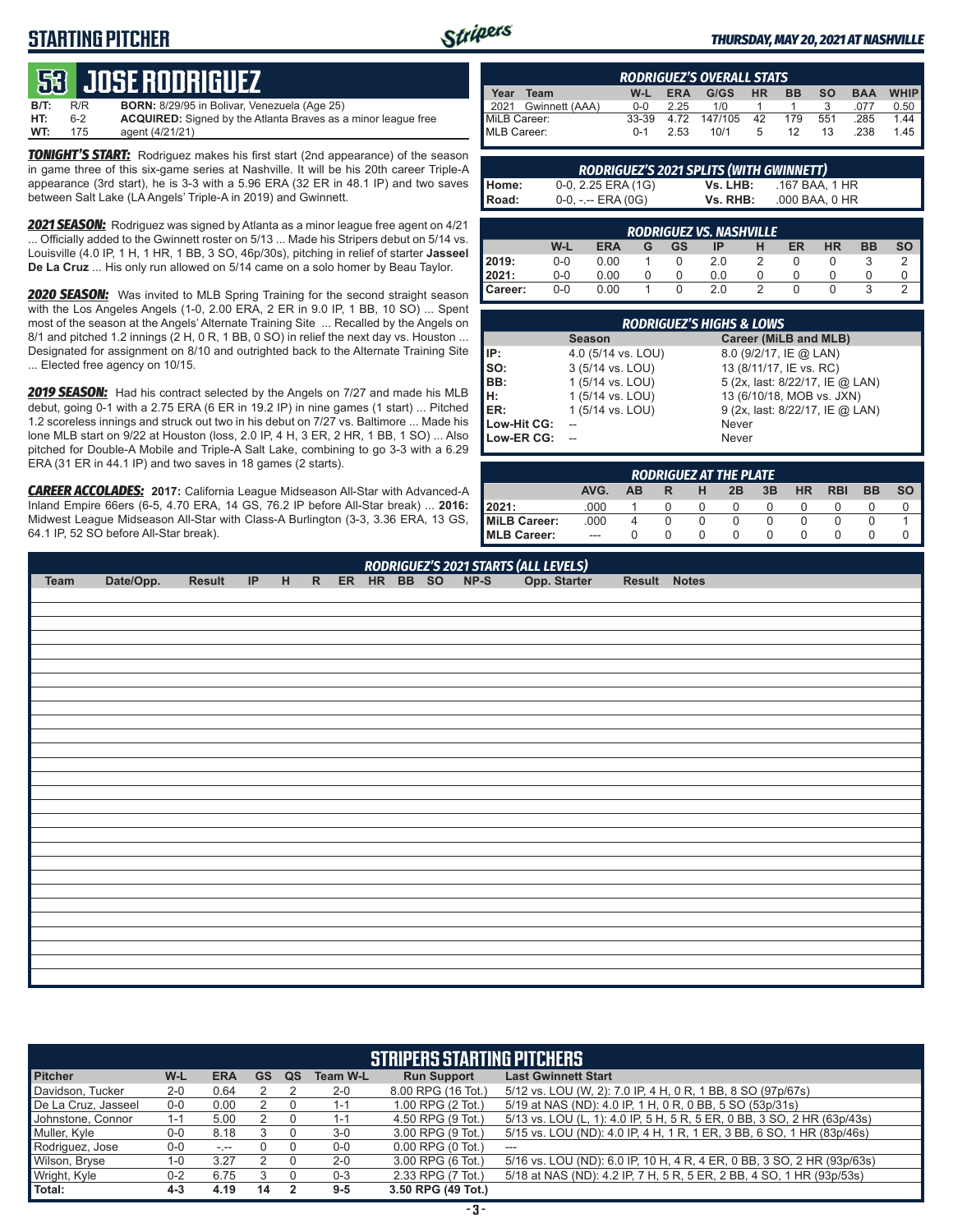# STARTING PITCHER

*THURSDAY, MAY 20, 2021 AT NASHVILLE*

## 53 JOSE RODRIGUEZ

**B/T:** R/R **BORN:** 8/29/95 in Bolivar, Venezuela (Age 25)
**HT:** 6-2 **ACQUIRED:** Signed by the Atlanta Braves as a minor league free
**WT:** 175 agent (4/21/21)

***TONIGHT'S START:*** Rodriguez makes his first start (2nd appearance) of the season in game three of this six-game series at Nashville. It will be his 20th career Triple-A appearance (3rd start), he is 3-3 with a 5.96 ERA (32 ER in 48.1 IP) and two saves between Salt Lake (LA Angels' Triple-A in 2019) and Gwinnett.

***2021 SEASON:*** Rodriguez was signed by Atlanta as a minor league free agent on 4/21 ... Officially added to the Gwinnett roster on 5/13 ... Made his Stripers debut on 5/14 vs. Louisville (4.0 IP, 1 H, 1 HR, 1 BB, 3 SO, 46p/30s), pitching in relief of starter **Jasseel De La Cruz** ... His only run allowed on 5/14 came on a solo homer by Beau Taylor.

***2020 SEASON:*** Was invited to MLB Spring Training for the second straight season with the Los Angeles Angels (1-0, 2.00 ERA, 2 ER in 9.0 IP, 1 BB, 10 SO) ... Spent most of the season at the Angels' Alternate Training Site ... Recalled by the Angels on 8/1 and pitched 1.2 innings (2 H, 0 R, 1 BB, 0 SO) in relief the next day vs. Houston ... Designated for assignment on 8/10 and outrighted back to the Alternate Training Site ... Elected free agency on 10/15.

***2019 SEASON:*** Had his contract selected by the Angels on 7/27 and made his MLB debut, going 0-1 with a 2.75 ERA (6 ER in 19.2 IP) in nine games (1 start) ... Pitched 1.2 scoreless innings and struck out two in his debut on 7/27 vs. Baltimore ... Made his lone MLB start on 9/22 at Houston (loss, 2.0 IP, 4 H, 3 ER, 2 HR, 1 BB, 1 SO) ... Also pitched for Double-A Mobile and Triple-A Salt Lake, combining to go 3-3 with a 6.29 ERA (31 ER in 44.1 IP) and two saves in 18 games (2 starts).

***CAREER ACCOLADES:*** **2017:** California League Midseason All-Star with Advanced-A Inland Empire 66ers (6-5, 4.70 ERA, 14 GS, 76.2 IP before All-Star break) ... **2016:** Midwest League Midseason All-Star with Class-A Burlington (3-3, 3.36 ERA, 13 GS, 64.1 IP, 52 SO before All-Star break).

### RODRIGUEZ'S OVERALL STATS

| Year | Team | W-L | ERA | G/GS | HR | BB | SO | BAA | WHIP |
|---|---|---|---|---|---|---|---|---|---|
| 2021 | Gwinnett (AAA) | 0-0 | 2.25 | 1/0 | 1 | 1 | 3 | .077 | 0.50 |
| MiLB Career: | | 33-39 | 4.72 | 147/105 | 42 | 179 | 551 | .285 | 1.44 |
| MLB Career: | | 0-1 | 2.53 | 10/1 | 5 | 12 | 13 | .238 | 1.45 |

### RODRIGUEZ'S 2021 SPLITS (WITH GWINNETT)

| | | | |
|---|---|---|---|
| Home: | 0-0, 2.25 ERA (1G) | Vs. LHB: | .167 BAA, 1 HR |
| Road: | 0-0, -.-- ERA (0G) | Vs. RHB: | .000 BAA, 0 HR |

### RODRIGUEZ VS. NASHVILLE

| | W-L | ERA | G | GS | IP | H | ER | HR | BB | SO |
|---|---|---|---|---|---|---|---|---|---|---|
| 2019: | 0-0 | 0.00 | 1 | 0 | 2.0 | 2 | 0 | 0 | 3 | 2 |
| 2021: | 0-0 | 0.00 | 0 | 0 | 0.0 | 0 | 0 | 0 | 0 | 0 |
| Career: | 0-0 | 0.00 | 1 | 0 | 2.0 | 2 | 0 | 0 | 3 | 2 |

### RODRIGUEZ'S HIGHS & LOWS

| | Season | Career (MiLB and MLB) |
|---|---|---|
| IP: | 4.0 (5/14 vs. LOU) | 8.0 (9/2/17, IE @ LAN) |
| SO: | 3 (5/14 vs. LOU) | 13 (8/11/17, IE vs. RC) |
| BB: | 1 (5/14 vs. LOU) | 5 (2x, last: 8/22/17, IE @ LAN) |
| H: | 1 (5/14 vs. LOU) | 13 (6/10/18, MOB vs. JXN) |
| ER: | 1 (5/14 vs. LOU) | 9 (2x, last: 8/22/17, IE @ LAN) |
| Low-Hit CG: | -- | Never |
| Low-ER CG: | -- | Never |

### RODRIGUEZ AT THE PLATE

| | AVG. | AB | R | H | 2B | 3B | HR | RBI | BB | SO |
|---|---|---|---|---|---|---|---|---|---|---|
| 2021: | .000 | 1 | 0 | 0 | 0 | 0 | 0 | 0 | 0 | 0 |
| MiLB Career: | .000 | 4 | 0 | 0 | 0 | 0 | 0 | 0 | 0 | 1 |
| MLB Career: | --- | 0 | 0 | 0 | 0 | 0 | 0 | 0 | 0 | 0 |

### RODRIGUEZ'S 2021 STARTS (ALL LEVELS)

| Team | Date/Opp. | Result | IP | H | R | ER | HR | BB | SO | NP-S | Opp. Starter | Result | Notes |
|---|---|---|---|---|---|---|---|---|---|---|---|---|---|

## STRIPERS STARTING PITCHERS

| Pitcher | W-L | ERA | GS | QS | Team W-L | Run Support | Last Gwinnett Start |
|---|---|---|---|---|---|---|---|
| Davidson, Tucker | 2-0 | 0.64 | 2 | 2 | 2-0 | 8.00 RPG (16 Tot.) | 5/12 vs. LOU (W, 2): 7.0 IP, 4 H, 0 R, 1 BB, 8 SO (97p/67s) |
| De La Cruz, Jasseel | 0-0 | 0.00 | 2 | 0 | 1-1 | 1.00 RPG (2 Tot.) | 5/19 at NAS (ND): 4.0 IP, 1 H, 0 R, 0 BB, 5 SO (53p/31s) |
| Johnstone, Connor | 1-1 | 5.00 | 2 | 0 | 1-1 | 4.50 RPG (9 Tot.) | 5/13 vs. LOU (L, 1): 4.0 IP, 5 H, 5 R, 5 ER, 0 BB, 3 SO, 2 HR (63p/43s) |
| Muller, Kyle | 0-0 | 8.18 | 3 | 0 | 3-0 | 3.00 RPG (9 Tot.) | 5/15 vs. LOU (ND): 4.0 IP, 4 H, 1 R, 1 ER, 3 BB, 6 SO, 1 HR (83p/46s) |
| Rodriguez, Jose | 0-0 | -.-- | 0 | 0 | 0-0 | 0.00 RPG (0 Tot.) | --- |
| Wilson, Bryse | 1-0 | 3.27 | 2 | 0 | 2-0 | 3.00 RPG (6 Tot.) | 5/16 vs. LOU (ND): 6.0 IP, 10 H, 4 R, 4 ER, 0 BB, 3 SO, 2 HR (93p/63s) |
| Wright, Kyle | 0-2 | 6.75 | 3 | 0 | 0-3 | 2.33 RPG (7 Tot.) | 5/18 at NAS (ND): 4.2 IP, 7 H, 5 R, 5 ER, 2 BB, 4 SO, 1 HR (93p/53s) |
| **Total:** | **4-3** | **4.19** | **14** | **2** | **9-5** | **3.50 RPG (49 Tot.)** | |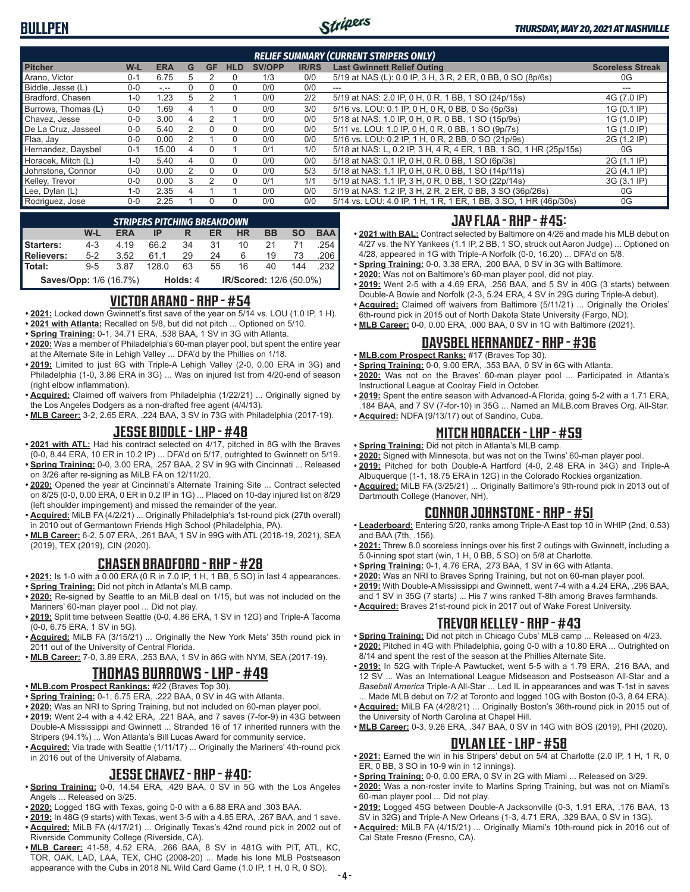## RELIEF SUMMARY (CURRENT STRIPERS ONLY)

| Pitcher | W-L | ERA | G | GF | HLD | SV/OPP | IR/RS | Last Gwinnett Relief Outing | Scoreless Streak |
|---|---|---|---|---|---|---|---|---|---|
| Arano, Victor | 0-1 | 6.75 | 5 | 2 | 0 | 1/3 | 0/0 | 5/19 at NAS (L): 0.0 IP, 3 H, 3 R, 2 ER, 0 BB, 0 SO (8p/6s) | 0G |
| Biddle, Jesse (L) | 0-0 | -.-- | 0 | 0 | 0 | 0/0 | 0/0 | --- | --- |
| Bradford, Chasen | 1-0 | 1.23 | 5 | 2 | 1 | 0/0 | 2/2 | 5/19 at NAS: 2.0 IP, 0 H, 0 R, 1 BB, 1 SO (24p/15s) | 4G (7.0 IP) |
| Burrows, Thomas (L) | 0-0 | 1.69 | 4 | 1 | 0 | 0/0 | 3/0 | 5/16 vs. LOU: 0.1 IP, 0 H, 0 R, 0 BB, 0 So (5p/3s) | 1G (0.1 IP) |
| Chavez, Jesse | 0-0 | 3.00 | 4 | 2 | 1 | 0/0 | 0/0 | 5/18 at NAS: 1.0 IP, 0 H, 0 R, 0 BB, 1 SO (15p/9s) | 1G (1.0 IP) |
| De La Cruz, Jasseel | 0-0 | 5.40 | 2 | 0 | 0 | 0/0 | 0/0 | 5/11 vs. LOU: 1.0 IP, 0 H, 0 R, 0 BB, 1 SO (9p/7s) | 1G (1.0 IP) |
| Flaa, Jay | 0-0 | 0.00 | 2 | 1 | 0 | 0/0 | 0/0 | 5/16 vs. LOU: 0.2 IP, 1 H, 0 R, 2 BB, 0 SO (21p/9s) | 2G (1.2 IP) |
| Hernandez, Daysbel | 0-1 | 15.00 | 4 | 0 | 1 | 0/1 | 1/0 | 5/18 at NAS: L, 0.2 IP, 3 H, 4 R, 4 ER, 1 BB, 1 SO, 1 HR (25p/15s) | 0G |
| Horacek, Mitch (L) | 1-0 | 5.40 | 4 | 0 | 0 | 0/0 | 0/0 | 5/18 at NAS: 0.1 IP, 0 H, 0 R, 0 BB, 1 SO (6p/3s) | 2G (1.1 IP) |
| Johnstone, Connor | 0-0 | 0.00 | 2 | 0 | 0 | 0/0 | 5/3 | 5/18 at NAS: 1.1 IP, 0 H, 0 R, 0 BB, 1 SO (14p/11s) | 2G (4.1 IP) |
| Kelley, Trevor | 0-0 | 0.00 | 3 | 2 | 0 | 0/1 | 1/1 | 5/19 at NAS: 1.1 IP, 3 H, 0 R, 0 BB, 1 SO (22p/14s) | 3G (3.1 IP) |
| Lee, Dylan (L) | 1-0 | 2.35 | 4 | 1 | 1 | 0/0 | 0/0 | 5/19 at NAS: 1.2 IP, 3 H, 2 R, 2 ER, 0 BB, 3 SO (36p/26s) | 0G |
| Rodriguez, Jose | 0-0 | 2.25 | 1 | 0 | 0 | 0/0 | 0/0 | 5/14 vs. LOU: 4.0 IP, 1 H, 1 R, 1 ER, 1 BB, 3 SO, 1 HR (46p/30s) | 0G |

## STRIPERS PITCHING BREAKDOWN

| | W-L | ERA | IP | R | ER | HR | BB | SO | BAA |
|---|---|---|---|---|---|---|---|---|---|
| Starters: | 4-3 | 4.19 | 66.2 | 34 | 31 | 10 | 21 | 71 | .254 |
| Relievers: | 5-2 | 3.52 | 61.1 | 29 | 24 | 6 | 19 | 73 | .206 |
| Total: | 9-5 | 3.87 | 128.0 | 63 | 55 | 16 | 40 | 144 | .232 |
| Saves/Opp: 1/6 (16.7%) | | | Holds: 4 | | IR/Scored: 12/6 (50.0%) | | | | |

## VICTOR ARANO - RHP - #54

- **2021:** Locked down Gwinnett's first save of the year on 5/14 vs. LOU (1.0 IP, 1 H).
- **2021 with Atlanta:** Recalled on 5/8, but did not pitch ... Optioned on 5/10.
- **Spring Training:** 0-1, 34.71 ERA, .538 BAA, 1 SV in 3G with Atlanta.
- **2020:** Was a member of Philadelphia's 60-man player pool, but spent the entire year at the Alternate Site in Lehigh Valley ... DFA'd by the Phillies on 1/18.
- **2019:** Limited to just 6G with Triple-A Lehigh Valley (2-0, 0.00 ERA in 3G) and Philadelphia (1-0, 3.86 ERA in 3G) ... Was on injured list from 4/20-end of season (right elbow inflammation).
- **Acquired:** Claimed off waivers from Philadelphia (1/22/21) ... Originally signed by the Los Angeles Dodgers as a non-drafted free agent (4/4/13).
- **MLB Career:** 3-2, 2.65 ERA, .224 BAA, 3 SV in 73G with Philadelphia (2017-19).

## JESSE BIDDLE - LHP - #48

- **2021 with ATL:** Had his contract selected on 4/17, pitched in 8G with the Braves (0-0, 8.44 ERA, 10 ER in 10.2 IP) ... DFA'd on 5/17, outrighted to Gwinnett on 5/19.
- **Spring Training:** 0-0, 3.00 ERA, .257 BAA, 2 SV in 9G with Cincinnati ... Released on 3/26 after re-signing as MiLB FA on 12/11/20.
- **2020:** Opened the year at Cincinnati's Alternate Training Site ... Contract selected on 8/25 (0-0, 0.00 ERA, 0 ER in 0.2 IP in 1G) ... Placed on 10-day injured list on 8/29 (left shoulder impingement) and missed the remainder of the year.
- **Acquired:** MiLB FA (4/2/21) ... Originally Philadelphia's 1st-round pick (27th overall) in 2010 out of Germantown Friends High School (Philadelphia, PA).
- **MLB Career:** 6-2, 5.07 ERA, .261 BAA, 1 SV in 99G with ATL (2018-19, 2021), SEA (2019), TEX (2019), CIN (2020).

## CHASEN BRADFORD - RHP - #28

- **2021:** Is 1-0 with a 0.00 ERA (0 R in 7.0 IP, 1 H, 1 BB, 5 SO) in last 4 appearances.
- **Spring Training:** Did not pitch in Atlanta's MLB camp.
- **2020:** Re-signed by Seattle to an MiLB deal on 1/15, but was not included on the Mariners' 60-man player pool ... Did not play.
- **2019:** Split time between Seattle (0-0, 4.86 ERA, 1 SV in 12G) and Triple-A Tacoma (0-0, 6.75 ERA, 1 SV in 5G).
- **Acquired:** MiLB FA (3/15/21) ... Originally the New York Mets' 35th round pick in 2011 out of the University of Central Florida.
- **MLB Career:** 7-0, 3.89 ERA, .253 BAA, 1 SV in 86G with NYM, SEA (2017-19).

## THOMAS BURROWS - LHP - #49

- **MLB.com Prospect Rankings:** #22 (Braves Top 30).
- **Spring Training:** 0-1, 6.75 ERA, .222 BAA, 0 SV in 4G with Atlanta.
- **2020:** Was an NRI to Spring Training, but not included on 60-man player pool.
- **2019:** Went 2-4 with a 4.42 ERA, .221 BAA, and 7 saves (7-for-9) in 43G between Double-A Mississippi and Gwinnett ... Stranded 16 of 17 inherited runners with the Stripers (94.1%) ... Won Atlanta's Bill Lucas Award for community service.
- **Acquired:** Via trade with Seattle (1/11/17) ... Originally the Mariners' 4th-round pick in 2016 out of the University of Alabama.

## JESSE CHAVEZ - RHP - #40:

- **Spring Training:** 0-0, 14.54 ERA, .429 BAA, 0 SV in 5G with the Los Angeles Angels ... Released on 3/25.
- **2020:** Logged 18G with Texas, going 0-0 with a 6.88 ERA and .303 BAA.
- **2019:** In 48G (9 starts) with Texas, went 3-5 with a 4.85 ERA, .267 BAA, and 1 save.
- **Acquired:** MiLB FA (4/17/21) ... Originally Texas's 42nd round pick in 2002 out of Riverside Community College (Riverside, CA).
- **MLB Career:** 41-58, 4.52 ERA, .266 BAA, 8 SV in 481G with PIT, ATL, KC, TOR, OAK, LAD, LAA, TEX, CHC (2008-20) ... Made his lone MLB Postseason appearance with the Cubs in 2018 NL Wild Card Game (1.0 IP, 1 H, 0 R, 0 SO).

## JAY FLAA - RHP - #45:

- **2021 with BAL:** Contract selected by Baltimore on 4/26 and made his MLB debut on 4/27 vs. the NY Yankees (1.1 IP, 2 BB, 1 SO, struck out Aaron Judge) ... Optioned on 4/28, appeared in 1G with Triple-A Norfolk (0-0, 16.20) ... DFA'd on 5/8.
- **Spring Training:** 0-0, 3.38 ERA, .200 BAA, 0 SV in 3G with Baltimore.
- **2020:** Was not on Baltimore's 60-man player pool, did not play.
- **2019:** Went 2-5 with a 4.69 ERA, .256 BAA, and 5 SV in 40G (3 starts) between Double-A Bowie and Norfolk (2-3, 5.24 ERA, 4 SV in 29G during Triple-A debut).
- **Acquired:** Claimed off waivers from Baltimore (5/11/21) ... Originally the Orioles' 6th-round pick in 2015 out of North Dakota State University (Fargo, ND).
- **MLB Career:** 0-0, 0.00 ERA, .000 BAA, 0 SV in 1G with Baltimore (2021).

## DAYSBEL HERNANDEZ - RHP - #36

- **MLB.com Prospect Ranks:** #17 (Braves Top 30).
- **Spring Training:** 0-0, 9.00 ERA, .353 BAA, 0 SV in 6G with Atlanta.
- **2020:** Was not on the Braves' 60-man player pool ... Participated in Atlanta's Instructional League at Coolray Field in October.
- **2019:** Spent the entire season with Advanced-A Florida, going 5-2 with a 1.71 ERA, .184 BAA, and 7 SV (7-for-10) in 35G ... Named an MiLB.com Braves Org. All-Star.
- **Acquired:** NDFA (9/13/17) out of Sandino, Cuba.

## MITCH HORACEK - LHP - #59

- **Spring Training:** Did not pitch in Atlanta's MLB camp.
- **2020:** Signed with Minnesota, but was not on the Twins' 60-man player pool.
- **2019:** Pitched for both Double-A Hartford (4-0, 2.48 ERA in 34G) and Triple-A Albuquerque (1-1, 18.75 ERA in 12G) in the Colorado Rockies organization.
- **Acquired:** MiLB FA (3/25/21) ... Originally Baltimore's 9th-round pick in 2013 out of Dartmouth College (Hanover, NH).

## CONNOR JOHNSTONE - RHP - #51

- **Leaderboard:** Entering 5/20, ranks among Triple-A East top 10 in WHIP (2nd, 0.53) and BAA (7th, .156).
- **2021:** Threw 8.0 scoreless innings over his first 2 outings with Gwinnett, including a 5.0-inning spot start (win, 1 H, 0 BB, 5 SO) on 5/8 at Charlotte.
- **Spring Training:** 0-1, 4.76 ERA, .273 BAA, 1 SV in 6G with Atlanta.
- **2020:** Was an NRI to Braves Spring Training, but not on 60-man player pool.
- **2019:** With Double-A Mississippi and Gwinnett, went 7-4 with a 4.24 ERA, .296 BAA, and 1 SV in 35G (7 starts) ... His 7 wins ranked T-8th among Braves farmhands.
- **Acquired:** Braves 21st-round pick in 2017 out of Wake Forest University.

## TREVOR KELLEY - RHP - #43

- **Spring Training:** Did not pitch in Chicago Cubs' MLB camp ... Released on 4/23.
- **2020:** Pitched in 4G with Philadelphia, going 0-0 with a 10.80 ERA ... Outrighted on 8/14 and spent the rest of the season at the Phillies Alternate Site.
- **2019:** In 52G with Triple-A Pawtucket, went 5-5 with a 1.79 ERA, .216 BAA, and 12 SV ... Was an International League Midseason and Postseason All-Star and a *Baseball America* Triple-A All-Star ... Led IL in appearances and was T-1st in saves ... Made MLB debut on 7/2 at Toronto and logged 10G with Boston (0-3, 8.64 ERA).
- **Acquired:** MiLB FA (4/28/21) ... Originally Boston's 36th-round pick in 2015 out of the University of North Carolina at Chapel Hill.
- **MLB Career:** 0-3, 9.26 ERA, .347 BAA, 0 SV in 14G with BOS (2019), PHI (2020).

## DYLAN LEE - LHP - #58

- **2021:** Earned the win in his Stripers' debut on 5/4 at Charlotte (2.0 IP, 1 H, 1 R, 0 ER, 0 BB, 3 SO in 10-9 win in 12 innings).
- **Spring Training:** 0-0, 0.00 ERA, 0 SV in 2G with Miami ... Released on 3/29.
- **2020:** Was a non-roster invite to Marlins Spring Training, but was not on Miami's 60-man player pool ... Did not play.
- **2019:** Logged 45G between Double-A Jacksonville (0-3, 1.91 ERA, .176 BAA, 13 SV in 32G) and Triple-A New Orleans (1-3, 4.71 ERA, .329 BAA, 0 SV in 13G).
- **Acquired:** MiLB FA (4/15/21) ... Originally Miami's 10th-round pick in 2016 out of Cal State Fresno (Fresno, CA).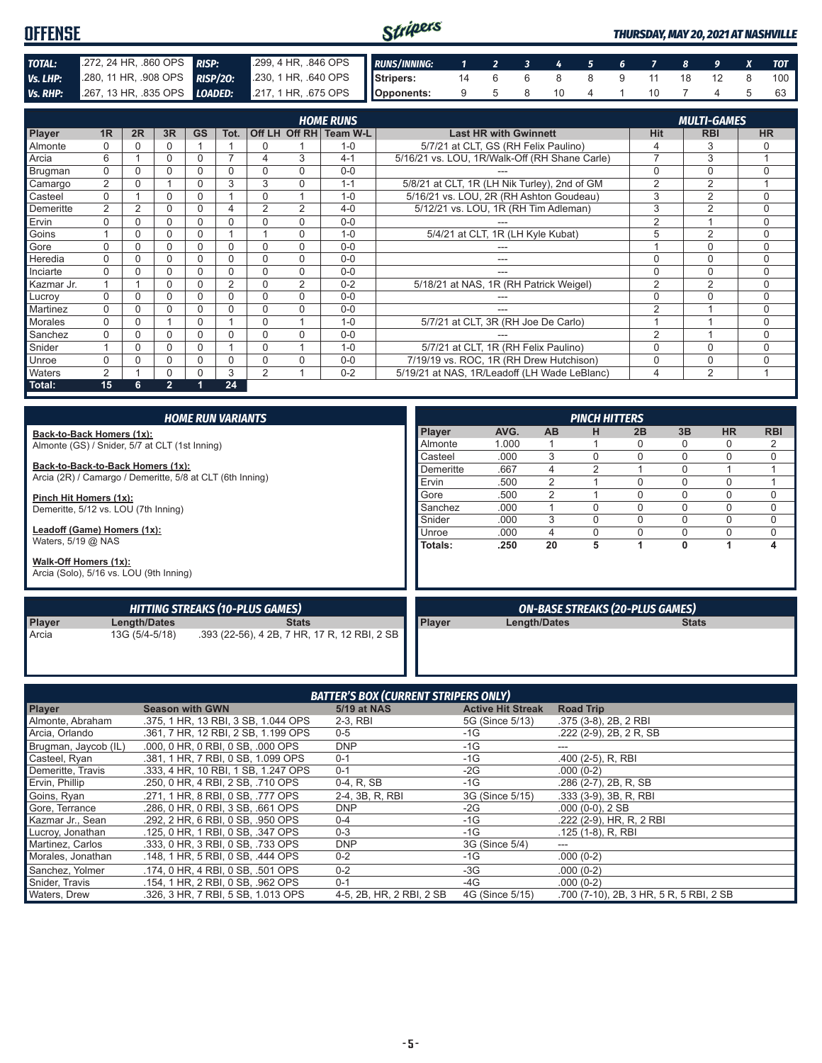# OFFENSE

*THURSDAY, MAY 20, 2021 AT NASHVILLE*

| | | | |
|---|---|---|---|
| **TOTAL:** | .272, 24 HR, .860 OPS | **RISP:** | .299, 4 HR, .846 OPS |
| **Vs. LHP:** | .280, 11 HR, .908 OPS | **RISP/2O:** | .230, 1 HR, .640 OPS |
| **Vs. RHP:** | .267, 13 HR, .835 OPS | **LOADED:** | .217, 1 HR, .675 OPS |

| RUNS/INNING: | 1 | 2 | 3 | 4 | 5 | 6 | 7 | 8 | 9 | X | TOT |
|---|---|---|---|---|---|---|---|---|---|---|---|
| Stripers: | 14 | 6 | 6 | 8 | 8 | 9 | 11 | 18 | 12 | 8 | 100 |
| Opponents: | 9 | 5 | 8 | 10 | 4 | 1 | 10 | 7 | 4 | 5 | 63 |

## HOME RUNS / MULTI-GAMES

| Player | 1R | 2R | 3R | GS | Tot. | Off LH | Off RH | Team W-L | Last HR with Gwinnett | Hit | RBI | HR |
|---|---|---|---|---|---|---|---|---|---|---|---|---|
| Almonte | 0 | 0 | 0 | 1 | 1 | 0 | 1 | 1-0 | 5/7/21 at CLT, GS (RH Felix Paulino) | 4 | 3 | 0 |
| Arcia | 6 | 1 | 0 | 0 | 7 | 4 | 3 | 4-1 | 5/16/21 vs. LOU, 1R/Walk-Off (RH Shane Carle) | 7 | 3 | 1 |
| Brugman | 0 | 0 | 0 | 0 | 0 | 0 | 0 | 0-0 | --- | 0 | 0 | 0 |
| Camargo | 2 | 0 | 1 | 0 | 3 | 3 | 0 | 1-1 | 5/8/21 at CLT, 1R (LH Nik Turley), 2nd of GM | 2 | 2 | 1 |
| Casteel | 0 | 1 | 0 | 0 | 1 | 0 | 1 | 1-0 | 5/16/21 vs. LOU, 2R (RH Ashton Goudeau) | 3 | 2 | 0 |
| Demeritte | 2 | 2 | 0 | 0 | 4 | 2 | 2 | 4-0 | 5/12/21 vs. LOU, 1R (RH Tim Adleman) | 3 | 2 | 0 |
| Ervin | 0 | 0 | 0 | 0 | 0 | 0 | 0 | 0-0 | --- | 2 | 1 | 0 |
| Goins | 1 | 0 | 0 | 0 | 1 | 1 | 0 | 1-0 | 5/4/21 at CLT, 1R (LH Kyle Kubat) | 5 | 2 | 0 |
| Gore | 0 | 0 | 0 | 0 | 0 | 0 | 0 | 0-0 | --- | 1 | 0 | 0 |
| Heredia | 0 | 0 | 0 | 0 | 0 | 0 | 0 | 0-0 | --- | 0 | 0 | 0 |
| Inciarte | 0 | 0 | 0 | 0 | 0 | 0 | 0 | 0-0 | --- | 0 | 0 | 0 |
| Kazmar Jr. | 1 | 1 | 0 | 0 | 2 | 0 | 2 | 0-2 | 5/18/21 at NAS, 1R (RH Patrick Weigel) | 2 | 2 | 0 |
| Lucroy | 0 | 0 | 0 | 0 | 0 | 0 | 0 | 0-0 | --- | 0 | 0 | 0 |
| Martinez | 0 | 0 | 0 | 0 | 0 | 0 | 0 | 0-0 | --- | 2 | 1 | 0 |
| Morales | 0 | 0 | 1 | 0 | 1 | 0 | 1 | 1-0 | 5/7/21 at CLT, 3R (RH Joe De Carlo) | 1 | 1 | 0 |
| Sanchez | 0 | 0 | 0 | 0 | 0 | 0 | 0 | 0-0 | --- | 2 | 1 | 0 |
| Snider | 1 | 0 | 0 | 0 | 1 | 0 | 1 | 1-0 | 5/7/21 at CLT, 1R (RH Felix Paulino) | 0 | 0 | 0 |
| Unroe | 0 | 0 | 0 | 0 | 0 | 0 | 0 | 0-0 | 7/19/19 vs. ROC, 1R (RH Drew Hutchison) | 0 | 0 | 0 |
| Waters | 2 | 1 | 0 | 0 | 3 | 2 | 1 | 0-2 | 5/19/21 at NAS, 1R/Leadoff (LH Wade LeBlanc) | 4 | 2 | 1 |
| **Total:** | **15** | **6** | **2** | **1** | **24** | | | | | | | |

## HOME RUN VARIANTS

**Back-to-Back Homers (1x):**
Almonte (GS) / Snider, 5/7 at CLT (1st Inning)

**Back-to-Back-to-Back Homers (1x):**
Arcia (2R) / Camargo / Demeritte, 5/8 at CLT (6th Inning)

**Pinch Hit Homers (1x):**
Demeritte, 5/12 vs. LOU (7th Inning)

**Leadoff (Game) Homers (1x):**
Waters, 5/19 @ NAS

**Walk-Off Homers (1x):**
Arcia (Solo), 5/16 vs. LOU (9th Inning)

## PINCH HITTERS

| Player | AVG. | AB | H | 2B | 3B | HR | RBI |
|---|---|---|---|---|---|---|---|
| Almonte | 1.000 | 1 | 1 | 0 | 0 | 0 | 2 |
| Casteel | .000 | 3 | 0 | 0 | 0 | 0 | 0 |
| Demeritte | .667 | 4 | 2 | 1 | 0 | 1 | 1 |
| Ervin | .500 | 2 | 1 | 0 | 0 | 0 | 1 |
| Gore | .500 | 2 | 1 | 0 | 0 | 0 | 0 |
| Sanchez | .000 | 1 | 0 | 0 | 0 | 0 | 0 |
| Snider | .000 | 3 | 0 | 0 | 0 | 0 | 0 |
| Unroe | .000 | 4 | 0 | 0 | 0 | 0 | 0 |
| **Totals:** | **.250** | **20** | **5** | **1** | **0** | **1** | **4** |

## HITTING STREAKS (10-PLUS GAMES)

| Player | Length/Dates | Stats |
|---|---|---|
| Arcia | 13G (5/4-5/18) | .393 (22-56), 4 2B, 7 HR, 17 R, 12 RBI, 2 SB |

## ON-BASE STREAKS (20-PLUS GAMES)

| Player | Length/Dates | Stats |
|---|---|---|

## BATTER'S BOX (CURRENT STRIPERS ONLY)

| Player | Season with GWN | 5/19 at NAS | Active Hit Streak | Road Trip |
|---|---|---|---|---|
| Almonte, Abraham | .375, 1 HR, 13 RBI, 3 SB, 1.044 OPS | 2-3, RBI | 5G (Since 5/13) | .375 (3-8), 2B, 2 RBI |
| Arcia, Orlando | .361, 7 HR, 12 RBI, 2 SB, 1.199 OPS | 0-5 | -1G | .222 (2-9), 2B, 2 R, SB |
| Brugman, Jaycob (IL) | .000, 0 HR, 0 RBI, 0 SB, .000 OPS | DNP | -1G | --- |
| Casteel, Ryan | .381, 1 HR, 7 RBI, 0 SB, 1.099 OPS | 0-1 | -1G | .400 (2-5), R, RBI |
| Demeritte, Travis | .333, 4 HR, 10 RBI, 1 SB, 1.247 OPS | 0-1 | -2G | .000 (0-2) |
| Ervin, Phillip | .250, 0 HR, 4 RBI, 2 SB, .710 OPS | 0-4, R, SB | -1G | .286 (2-7), 2B, R, SB |
| Goins, Ryan | .271, 1 HR, 8 RBI, 0 SB, .777 OPS | 2-4, 3B, R, RBI | 3G (Since 5/15) | .333 (3-9), 3B, R, RBI |
| Gore, Terrance | .286, 0 HR, 0 RBI, 3 SB, .661 OPS | DNP | -2G | .000 (0-0), 2 SB |
| Kazmar Jr., Sean | .292, 2 HR, 6 RBI, 0 SB, .950 OPS | 0-4 | -1G | .222 (2-9), HR, R, 2 RBI |
| Lucroy, Jonathan | .125, 0 HR, 1 RBI, 0 SB, .347 OPS | 0-3 | -1G | .125 (1-8), R, RBI |
| Martinez, Carlos | .333, 0 HR, 3 RBI, 0 SB, .733 OPS | DNP | 3G (Since 5/4) | --- |
| Morales, Jonathan | .148, 1 HR, 5 RBI, 0 SB, .444 OPS | 0-2 | -1G | .000 (0-2) |
| Sanchez, Yolmer | .174, 0 HR, 4 RBI, 0 SB, .501 OPS | 0-2 | -3G | .000 (0-2) |
| Snider, Travis | .154, 1 HR, 2 RBI, 0 SB, .962 OPS | 0-1 | -4G | .000 (0-2) |
| Waters, Drew | .326, 3 HR, 7 RBI, 5 SB, 1.013 OPS | 4-5, 2B, HR, 2 RBI, 2 SB | 4G (Since 5/15) | .700 (7-10), 2B, 3 HR, 5 R, 5 RBI, 2 SB |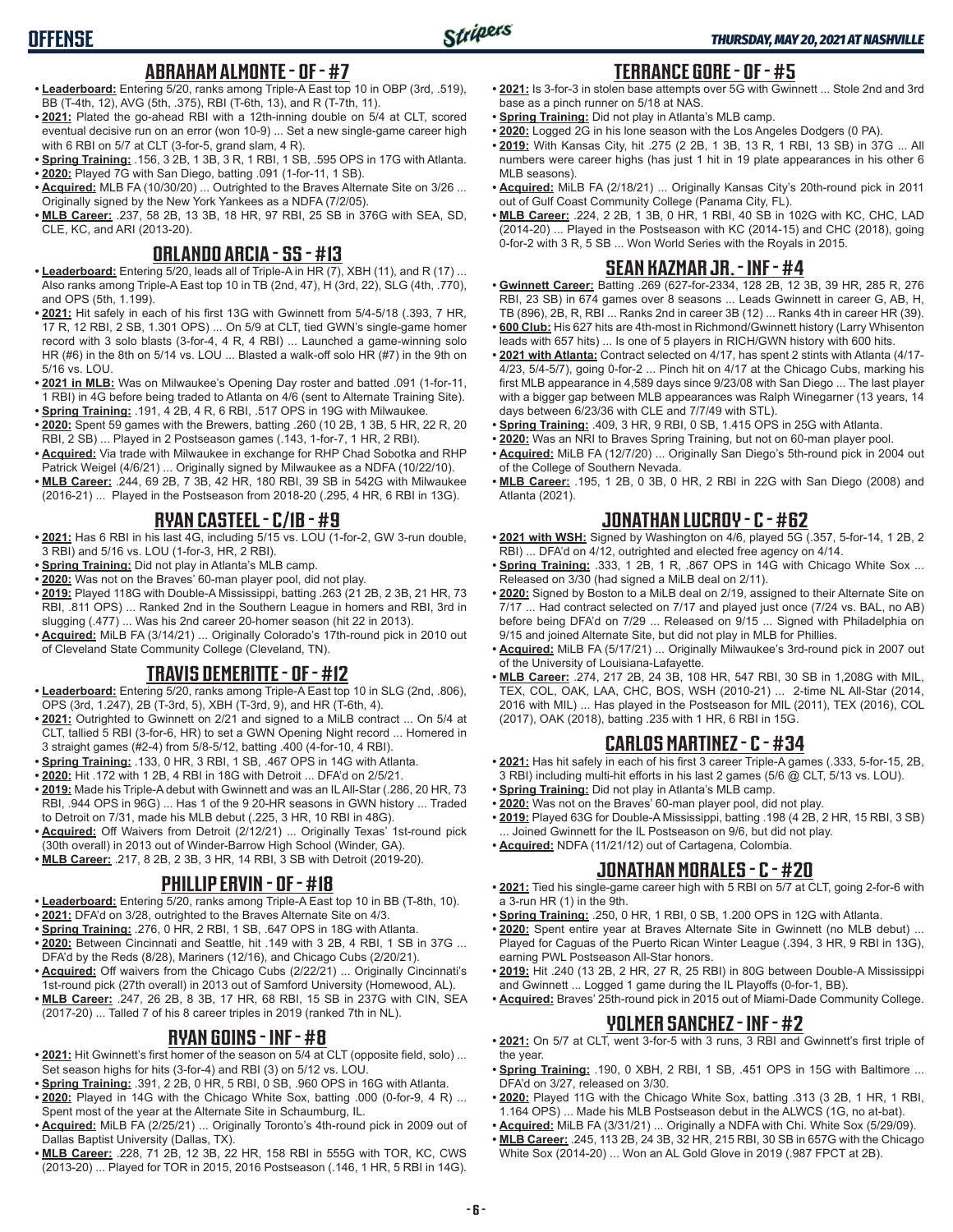## ABRAHAM ALMONTE - OF - #7

- **Leaderboard:** Entering 5/20, ranks among Triple-A East top 10 in OBP (3rd, .519), BB (T-4th, 12), AVG (5th, .375), RBI (T-6th, 13), and R (T-7th, 11).
- **2021:** Plated the go-ahead RBI with a 12th-inning double on 5/4 at CLT, scored eventual decisive run on an error (won 10-9) ... Set a new single-game career high with 6 RBI on 5/7 at CLT (3-for-5, grand slam, 4 R).
- **Spring Training:** .156, 3 2B, 1 3B, 3 R, 1 RBI, 1 SB, .595 OPS in 17G with Atlanta.
- **2020:** Played 7G with San Diego, batting .091 (1-for-11, 1 SB).
- **Acquired:** MLB FA (10/30/20) ... Outrighted to the Braves Alternate Site on 3/26 ... Originally signed by the New York Yankees as a NDFA (7/2/05).
- **MLB Career:** .237, 58 2B, 13 3B, 18 HR, 97 RBI, 25 SB in 376G with SEA, SD, CLE, KC, and ARI (2013-20).

## ORLANDO ARCIA - SS - #13

- **Leaderboard:** Entering 5/20, leads all of Triple-A in HR (7), XBH (11), and R (17) ... Also ranks among Triple-A East top 10 in TB (2nd, 47), H (3rd, 22), SLG (4th, .770), and OPS (5th, 1.199).
- **2021:** Hit safely in each of his first 13G with Gwinnett from 5/4-5/18 (.393, 7 HR, 17 R, 12 RBI, 2 SB, 1.301 OPS) ... On 5/9 at CLT, tied GWN's single-game homer record with 3 solo blasts (3-for-4, 4 R, 4 RBI) ... Launched a game-winning solo HR (#6) in the 8th on 5/14 vs. LOU ... Blasted a walk-off solo HR (#7) in the 9th on 5/16 vs. LOU.
- **2021 in MLB:** Was on Milwaukee's Opening Day roster and batted .091 (1-for-11, 1 RBI) in 4G before being traded to Atlanta on 4/6 (sent to Alternate Training Site).
- **Spring Training:** .191, 4 2B, 4 R, 6 RBI, .517 OPS in 19G with Milwaukee.
- **2020:** Spent 59 games with the Brewers, batting .260 (10 2B, 1 3B, 5 HR, 22 R, 20 RBI, 2 SB) ... Played in 2 Postseason games (.143, 1-for-7, 1 HR, 2 RBI).
- **Acquired:** Via trade with Milwaukee in exchange for RHP Chad Sobotka and RHP Patrick Weigel (4/6/21) ... Originally signed by Milwaukee as a NDFA (10/22/10).
- **MLB Career:** .244, 69 2B, 7 3B, 42 HR, 180 RBI, 39 SB in 542G with Milwaukee (2016-21) ... Played in the Postseason from 2018-20 (.295, 4 HR, 6 RBI in 13G).

## RYAN CASTEEL - C/1B - #9

- **2021:** Has 6 RBI in his last 4G, including 5/15 vs. LOU (1-for-2, GW 3-run double, 3 RBI) and 5/16 vs. LOU (1-for-3, HR, 2 RBI).
- **Spring Training:** Did not play in Atlanta's MLB camp.
- **2020:** Was not on the Braves' 60-man player pool, did not play.
- **2019:** Played 118G with Double-A Mississippi, batting .263 (21 2B, 2 3B, 21 HR, 73 RBI, .811 OPS) ... Ranked 2nd in the Southern League in homers and RBI, 3rd in slugging (.477) ... Was his 2nd career 20-homer season (hit 22 in 2013).
- **Acquired:** MiLB FA (3/14/21) ... Originally Colorado's 17th-round pick in 2010 out of Cleveland State Community College (Cleveland, TN).

## TRAVIS DEMERITTE - OF - #12

- **Leaderboard:** Entering 5/20, ranks among Triple-A East top 10 in SLG (2nd, .806), OPS (3rd, 1.247), 2B (T-3rd, 5), XBH (T-3rd, 9), and HR (T-6th, 4).
- **2021:** Outrighted to Gwinnett on 2/21 and signed to a MiLB contract ... On 5/4 at CLT, tallied 5 RBI (3-for-6, HR) to set a GWN Opening Night record ... Homered in 3 straight games (#2-4) from 5/8-5/12, batting .400 (4-for-10, 4 RBI).
- **Spring Training:** .133, 0 HR, 3 RBI, 1 SB, .467 OPS in 14G with Atlanta.
- **2020:** Hit .172 with 1 2B, 4 RBI in 18G with Detroit ... DFA'd on 2/5/21.
- **2019:** Made his Triple-A debut with Gwinnett and was an IL All-Star (.286, 20 HR, 73 RBI, .944 OPS in 96G) ... Has 1 of the 9 20-HR seasons in GWN history ... Traded to Detroit on 7/31, made his MLB debut (.225, 3 HR, 10 RBI in 48G).
- **Acquired:** Off Waivers from Detroit (2/12/21) ... Originally Texas' 1st-round pick (30th overall) in 2013 out of Winder-Barrow High School (Winder, GA).
- **MLB Career:** .217, 8 2B, 2 3B, 3 HR, 14 RBI, 3 SB with Detroit (2019-20).

## PHILLIP ERVIN - OF - #18

- **Leaderboard:** Entering 5/20, ranks among Triple-A East top 10 in BB (T-8th, 10).
- **2021:** DFA'd on 3/28, outrighted to the Braves Alternate Site on 4/3.
- **Spring Training:** .276, 0 HR, 2 RBI, 1 SB, .647 OPS in 18G with Atlanta.
- **2020:** Between Cincinnati and Seattle, hit .149 with 3 2B, 4 RBI, 1 SB in 37G ... DFA'd by the Reds (8/28), Mariners (12/16), and Chicago Cubs (2/20/21).
- **Acquired:** Off waivers from the Chicago Cubs (2/22/21) ... Originally Cincinnati's 1st-round pick (27th overall) in 2013 out of Samford University (Homewood, AL).
- **MLB Career:** .247, 26 2B, 8 3B, 17 HR, 68 RBI, 15 SB in 237G with CIN, SEA (2017-20) ... Talled 7 of his 8 career triples in 2019 (ranked 7th in NL).

## RYAN GOINS - INF - #8

- **2021:** Hit Gwinnett's first homer of the season on 5/4 at CLT (opposite field, solo) ... Set season highs for hits (3-for-4) and RBI (3) on 5/12 vs. LOU.
- **Spring Training:** .391, 2 2B, 0 HR, 5 RBI, 0 SB, .960 OPS in 16G with Atlanta.
- **2020:** Played in 14G with the Chicago White Sox, batting .000 (0-for-9, 4 R) ... Spent most of the year at the Alternate Site in Schaumburg, IL.
- **Acquired:** MiLB FA (2/25/21) ... Originally Toronto's 4th-round pick in 2009 out of Dallas Baptist University (Dallas, TX).
- **MLB Career:** .228, 71 2B, 12 3B, 22 HR, 158 RBI in 555G with TOR, KC, CWS (2013-20) ... Played for TOR in 2015, 2016 Postseason (.146, 1 HR, 5 RBI in 14G).

## TERRANCE GORE - OF - #5

- **2021:** Is 3-for-3 in stolen base attempts over 5G with Gwinnett ... Stole 2nd and 3rd base as a pinch runner on 5/18 at NAS.
- **Spring Training:** Did not play in Atlanta's MLB camp.
- **2020:** Logged 2G in his lone season with the Los Angeles Dodgers (0 PA).
- **2019:** With Kansas City, hit .275 (2 2B, 1 3B, 13 R, 1 RBI, 13 SB) in 37G ... All numbers were career highs (has just 1 hit in 19 plate appearances in his other 6 MLB seasons).
- **Acquired:** MiLB FA (2/18/21) ... Originally Kansas City's 20th-round pick in 2011 out of Gulf Coast Community College (Panama City, FL).
- **MLB Career:** .224, 2 2B, 1 3B, 0 HR, 1 RBI, 40 SB in 102G with KC, CHC, LAD (2014-20) ... Played in the Postseason with KC (2014-15) and CHC (2018), going 0-for-2 with 3 R, 5 SB ... Won World Series with the Royals in 2015.

## SEAN KAZMAR JR. - INF - #4

- **Gwinnett Career:** Batting .269 (627-for-2334, 128 2B, 12 3B, 39 HR, 285 R, 276 RBI, 23 SB) in 674 games over 8 seasons ... Leads Gwinnett in career G, AB, H, TB (896), 2B, R, RBI ... Ranks 2nd in career 3B (12) ... Ranks 4th in career HR (39).
- **600 Club:** His 627 hits are 4th-most in Richmond/Gwinnett history (Larry Whisenton leads with 657 hits) ... Is one of 5 players in RICH/GWN history with 600 hits.
- **2021 with Atlanta:** Contract selected on 4/17, has spent 2 stints with Atlanta (4/17-4/23, 5/4-5/7), going 0-for-2 ... Pinch hit on 4/17 at the Chicago Cubs, marking his first MLB appearance in 4,589 days since 9/23/08 with San Diego ... The last player with a bigger gap between MLB appearances was Ralph Winegarner (13 years, 14 days between 6/23/36 with CLE and 7/7/49 with STL).
- **Spring Training:** .409, 3 HR, 9 RBI, 0 SB, 1.415 OPS in 25G with Atlanta.
- **2020:** Was an NRI to Braves Spring Training, but not on 60-man player pool.
- **Acquired:** MiLB FA (12/7/20) ... Originally San Diego's 5th-round pick in 2004 out of the College of Southern Nevada.
- **MLB Career:** .195, 1 2B, 0 3B, 0 HR, 2 RBI in 22G with San Diego (2008) and Atlanta (2021).

## JONATHAN LUCROY - C - #62

- **2021 with WSH:** Signed by Washington on 4/6, played 5G (.357, 5-for-14, 1 2B, 2 RBI) ... DFA'd on 4/12, outrighted and elected free agency on 4/14.
- **Spring Training:** .333, 1 2B, 1 R, .867 OPS in 14G with Chicago White Sox ... Released on 3/30 (had signed a MiLB deal on 2/11).
- **2020:** Signed by Boston to a MiLB deal on 2/19, assigned to their Alternate Site on 7/17 ... Had contract selected on 7/17 and played just once (7/24 vs. BAL, no AB) before being DFA'd on 7/29 ... Released on 9/15 ... Signed with Philadelphia on 9/15 and joined Alternate Site, but did not play in MLB for Phillies.
- **Acquired:** MiLB FA (5/17/21) ... Originally Milwaukee's 3rd-round pick in 2007 out of the University of Louisiana-Lafayette.
- **MLB Career:** .274, 217 2B, 24 3B, 108 HR, 547 RBI, 30 SB in 1,208G with MIL, TEX, COL, OAK, LAA, CHC, BOS, WSH (2010-21) ... 2-time NL All-Star (2014, 2016 with MIL) ... Has played in the Postseason for MIL (2011), TEX (2016), COL (2017), OAK (2018), batting .235 with 1 HR, 6 RBI in 15G.

## CARLOS MARTINEZ - C - #34

- **2021:** Has hit safely in each of his first 3 career Triple-A games (.333, 5-for-15, 2B, 3 RBI) including multi-hit efforts in his last 2 games (5/6 @ CLT, 5/13 vs. LOU).
- **Spring Training:** Did not play in Atlanta's MLB camp.
- **2020:** Was not on the Braves' 60-man player pool, did not play.
- **2019:** Played 63G for Double-A Mississippi, batting .198 (4 2B, 2 HR, 15 RBI, 3 SB) ... Joined Gwinnett for the IL Postseason on 9/6, but did not play.
- **Acquired:** NDFA (11/21/12) out of Cartagena, Colombia.

## JONATHAN MORALES - C - #20

- **2021:** Tied his single-game career high with 5 RBI on 5/7 at CLT, going 2-for-6 with a 3-run HR (1) in the 9th.
- **Spring Training:** .250, 0 HR, 1 RBI, 0 SB, 1.200 OPS in 12G with Atlanta.
- **2020:** Spent entire year at Braves Alternate Site in Gwinnett (no MLB debut) ... Played for Caguas of the Puerto Rican Winter League (.394, 3 HR, 9 RBI in 13G), earning PWL Postseason All-Star honors.
- **2019:** Hit .240 (13 2B, 2 HR, 27 R, 25 RBI) in 80G between Double-A Mississippi and Gwinnett ... Logged 1 game during the IL Playoffs (0-for-1, BB).
- **Acquired:** Braves' 25th-round pick in 2015 out of Miami-Dade Community College.

## YOLMER SANCHEZ - INF - #2

- **2021:** On 5/7 at CLT, went 3-for-5 with 3 runs, 3 RBI and Gwinnett's first triple of the year.
- **Spring Training:** .190, 0 XBH, 2 RBI, 1 SB, .451 OPS in 15G with Baltimore ... DFA'd on 3/27, released on 3/30.
- **2020:** Played 11G with the Chicago White Sox, batting .313 (3 2B, 1 HR, 1 RBI, 1.164 OPS) ... Made his MLB Postseason debut in the ALWCS (1G, no at-bat).
- **Acquired:** MiLB FA (3/31/21) ... Originally a NDFA with Chi. White Sox (5/29/09).
- **MLB Career:** .245, 113 2B, 24 3B, 32 HR, 215 RBI, 30 SB in 657G with the Chicago White Sox (2014-20) ... Won an AL Gold Glove in 2019 (.987 FPCT at 2B).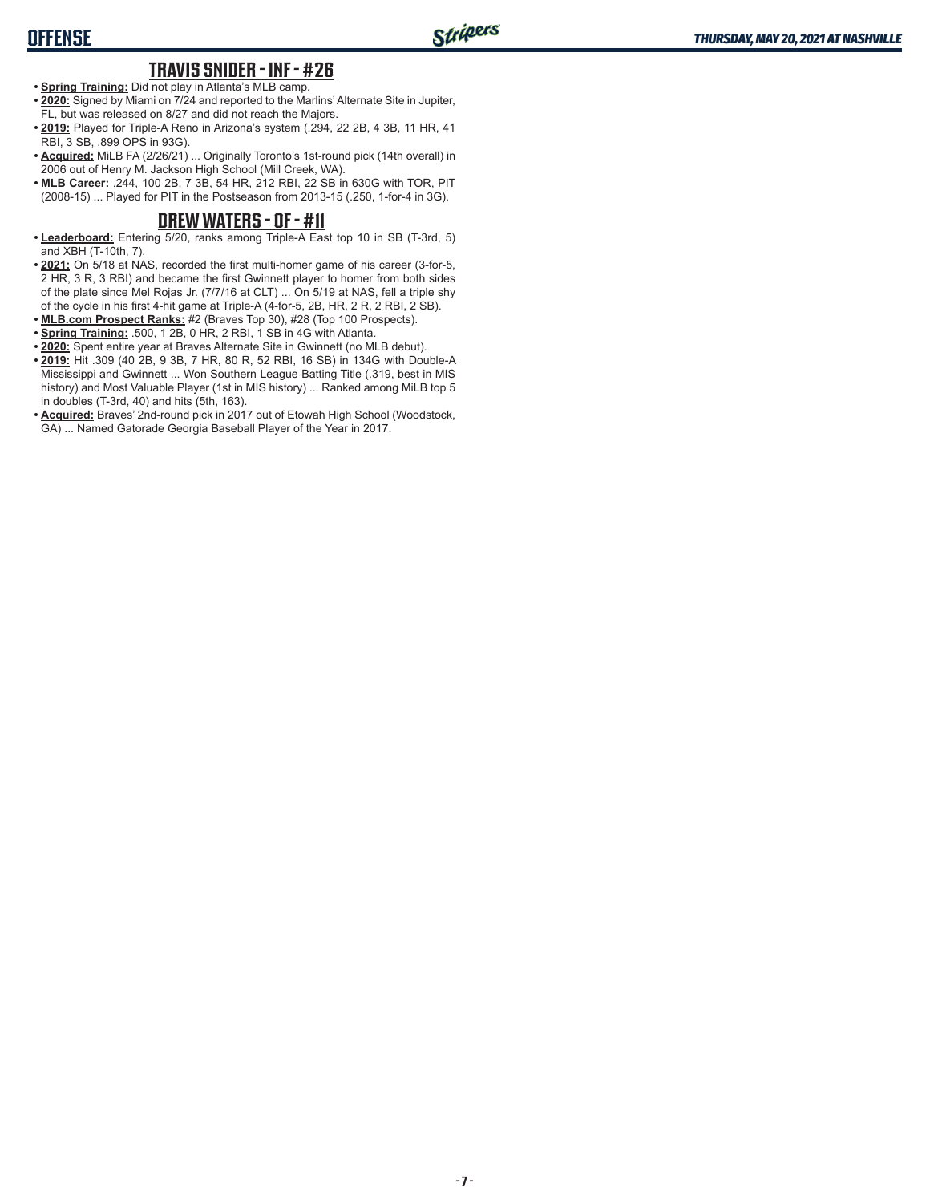## TRAVIS SNIDER - INF - #26

- **Spring Training:** Did not play in Atlanta's MLB camp.
- **2020:** Signed by Miami on 7/24 and reported to the Marlins' Alternate Site in Jupiter, FL, but was released on 8/27 and did not reach the Majors.
- **2019:** Played for Triple-A Reno in Arizona's system (.294, 22 2B, 4 3B, 11 HR, 41 RBI, 3 SB, .899 OPS in 93G).
- **Acquired:** MiLB FA (2/26/21) ... Originally Toronto's 1st-round pick (14th overall) in 2006 out of Henry M. Jackson High School (Mill Creek, WA).
- **MLB Career:** .244, 100 2B, 7 3B, 54 HR, 212 RBI, 22 SB in 630G with TOR, PIT (2008-15) ... Played for PIT in the Postseason from 2013-15 (.250, 1-for-4 in 3G).

## DREW WATERS - OF - #11

- **Leaderboard:** Entering 5/20, ranks among Triple-A East top 10 in SB (T-3rd, 5) and XBH (T-10th, 7).
- **2021:** On 5/18 at NAS, recorded the first multi-homer game of his career (3-for-5, 2 HR, 3 R, 3 RBI) and became the first Gwinnett player to homer from both sides of the plate since Mel Rojas Jr. (7/7/16 at CLT) ... On 5/19 at NAS, fell a triple shy of the cycle in his first 4-hit game at Triple-A (4-for-5, 2B, HR, 2 R, 2 RBI, 2 SB).
- **MLB.com Prospect Ranks:** #2 (Braves Top 30), #28 (Top 100 Prospects).
- **Spring Training:** .500, 1 2B, 0 HR, 2 RBI, 1 SB in 4G with Atlanta.
- **2020:** Spent entire year at Braves Alternate Site in Gwinnett (no MLB debut).
- **2019:** Hit .309 (40 2B, 9 3B, 7 HR, 80 R, 52 RBI, 16 SB) in 134G with Double-A Mississippi and Gwinnett ... Won Southern League Batting Title (.319, best in MIS history) and Most Valuable Player (1st in MIS history) ... Ranked among MiLB top 5 in doubles (T-3rd, 40) and hits (5th, 163).
- **Acquired:** Braves' 2nd-round pick in 2017 out of Etowah High School (Woodstock, GA) ... Named Gatorade Georgia Baseball Player of the Year in 2017.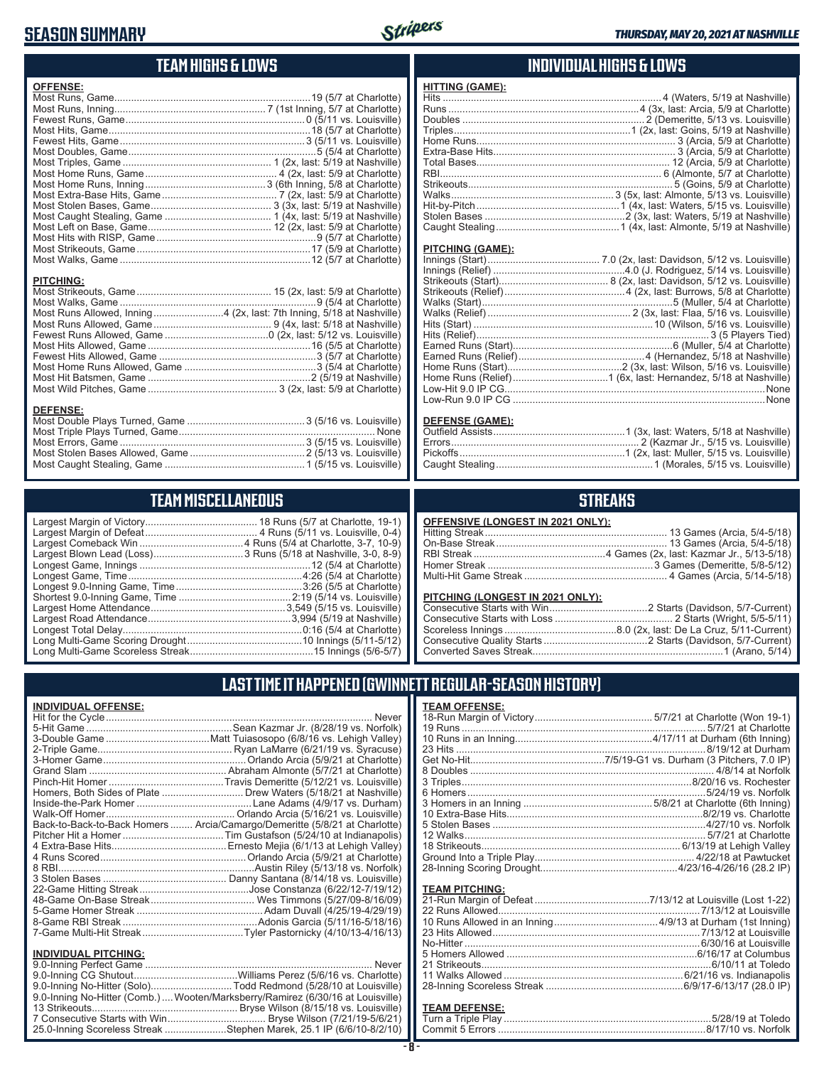# SEASON SUMMARY

*THURSDAY, MAY 20, 2021 AT NASHVILLE*

## TEAM HIGHS & LOWS

**OFFENSE:**

| | |
|---|---|
| Most Runs, Game | 19 (5/7 at Charlotte) |
| Most Runs, Inning | 7 (1st Inning, 5/7 at Charlotte) |
| Fewest Runs, Game | 0 (5/11 vs. Louisville) |
| Most Hits, Game | 18 (5/7 at Charlotte) |
| Fewest Hits, Game | 3 (5/11 vs. Louisville) |
| Most Doubles, Game | 5 (5/4 at Charlotte) |
| Most Triples, Game | 1 (2x, last: 5/19 at Nashville) |
| Most Home Runs, Game | 4 (2x, last: 5/9 at Charlotte) |
| Most Home Runs, Inning | 3 (6th Inning, 5/8 at Charlotte) |
| Most Extra-Base Hits, Game | 7 (2x, last: 5/9 at Charlotte) |
| Most Stolen Bases, Game | 3 (3x, last: 5/19 at Nashville) |
| Most Caught Stealing, Game | 1 (4x, last: 5/19 at Nashville) |
| Most Left on Base, Game | 12 (2x, last: 5/9 at Charlotte) |
| Most Hits with RISP, Game | 9 (5/7 at Charlotte) |
| Most Strikeouts, Game | 17 (5/9 at Charlotte) |
| Most Walks, Game | 12 (5/7 at Charlotte) |

**PITCHING:**

| | |
|---|---|
| Most Strikeouts, Game | 15 (2x, last: 5/9 at Charlotte) |
| Most Walks, Game | 9 (5/4 at Charlotte) |
| Most Runs Allowed, Inning | 4 (2x, last: 7th Inning, 5/18 at Nashville) |
| Most Runs Allowed, Game | 9 (4x, last: 5/18 at Nashville) |
| Fewest Runs Allowed, Game | 0 (2x, last: 5/12 vs. Louisville) |
| Most Hits Allowed, Game | 16 (5/5 at Charlotte) |
| Fewest Hits Allowed, Game | 3 (5/7 at Charlotte) |
| Most Home Runs Allowed, Game | 3 (5/4 at Charlotte) |
| Most Hit Batsmen, Game | 2 (5/19 at Nashville) |
| Most Wild Pitches, Game | 3 (2x, last: 5/9 at Charlotte) |

**DEFENSE:**

| | |
|---|---|
| Most Double Plays Turned, Game | 3 (5/16 vs. Louisville) |
| Most Triple Plays Turned, Game | None |
| Most Errors, Game | 3 (5/15 vs. Louisville) |
| Most Stolen Bases Allowed, Game | 2 (5/13 vs. Louisville) |
| Most Caught Stealing, Game | 1 (5/15 vs. Louisville) |

## INDIVIDUAL HIGHS & LOWS

**HITTING (GAME):**

| | |
|---|---|
| Hits | 4 (Waters, 5/19 at Nashville) |
| Runs | 4 (3x, last: Arcia, 5/9 at Charlotte) |
| Doubles | 2 (Demeritte, 5/13 vs. Louisville) |
| Triples | 1 (2x, last: Goins, 5/19 at Nashville) |
| Home Runs | 3 (Arcia, 5/9 at Charlotte) |
| Extra-Base Hits | 3 (Arcia, 5/9 at Charlotte) |
| Total Bases | 12 (Arcia, 5/9 at Charlotte) |
| RBI | 6 (Almonte, 5/7 at Charlotte) |
| Strikeouts | 5 (Goins, 5/9 at Charlotte) |
| Walks | 3 (5x, last: Almonte, 5/13 vs. Louisville) |
| Hit-by-Pitch | 1 (4x, last: Waters, 5/15 vs. Louisville) |
| Stolen Bases | 2 (3x, last: Waters, 5/19 at Nashville) |
| Caught Stealing | 1 (4x, last: Almonte, 5/19 at Nashville) |

**PITCHING (GAME):**

| | |
|---|---|
| Innings (Start) | 7.0 (2x, last: Davidson, 5/12 vs. Louisville) |
| Innings (Relief) | 4.0 (J. Rodriguez, 5/14 vs. Louisville) |
| Strikeouts (Start) | 8 (2x, last: Davidson, 5/12 vs. Louisville) |
| Strikeouts (Relief) | 4 (2x, last: Burrows, 5/8 at Charlotte) |
| Walks (Start) | 5 (Muller, 5/4 at Charlotte) |
| Walks (Relief) | 2 (3x, last: Flaa, 5/16 vs. Louisville) |
| Hits (Start) | 10 (Wilson, 5/16 vs. Louisville) |
| Hits (Relief) | 3 (5 Players Tied) |
| Earned Runs (Start) | 6 (Muller, 5/4 at Charlotte) |
| Earned Runs (Relief) | 4 (Hernandez, 5/18 at Nashville) |
| Home Runs (Start) | 2 (3x, last: Wilson, 5/16 vs. Louisville) |
| Home Runs (Relief) | 1 (6x, last: Hernandez, 5/18 at Nashville) |
| Low-Hit 9.0 IP CG | None |
| Low-Run 9.0 IP CG | None |

**DEFENSE (GAME):**

| | |
|---|---|
| Outfield Assists | 1 (3x, last: Waters, 5/18 at Nashville) |
| Errors | 2 (Kazmar Jr., 5/15 vs. Louisville) |
| Pickoffs | 1 (2x, last: Muller, 5/15 vs. Louisville) |
| Caught Stealing | 1 (Morales, 5/15 vs. Louisville) |

## TEAM MISCELLANEOUS

| | |
|---|---|
| Largest Margin of Victory | 18 Runs (5/7 at Charlotte, 19-1) |
| Largest Margin of Defeat | 4 Runs (5/11 vs. Louisville, 0-4) |
| Largest Comeback Win | 4 Runs (5/4 at Charlotte, 3-7, 10-9) |
| Largest Blown Lead (Loss) | 3 Runs (5/18 at Nashville, 3-0, 8-9) |
| Longest Game, Innings | 12 (5/4 at Charlotte) |
| Longest Game, Time | 4:26 (5/4 at Charlotte) |
| Longest 9.0-Inning Game, Time | 3:26 (5/5 at Charlotte) |
| Shortest 9.0-Inning Game, Time | 2:19 (5/14 vs. Louisville) |
| Largest Home Attendance | 3,549 (5/15 vs. Louisville) |
| Largest Road Attendance | 3,994 (5/19 at Nashville) |
| Longest Total Delay | 0:16 (5/4 at Charlotte) |
| Long Multi-Game Scoring Drought | 10 Innings (5/11-5/12) |
| Long Multi-Game Scoreless Streak | 15 Innings (5/6-5/7) |

## STREAKS

**OFFENSIVE (LONGEST IN 2021 ONLY):**

| | |
|---|---|
| Hitting Streak | 13 Games (Arcia, 5/4-5/18) |
| On-Base Streak | 13 Games (Arcia, 5/4-5/18) |
| RBI Streak | 4 Games (2x, last: Kazmar Jr., 5/13-5/18) |
| Homer Streak | 3 Games (Demeritte, 5/8-5/12) |
| Multi-Hit Game Streak | 4 Games (Arcia, 5/14-5/18) |

**PITCHING (LONGEST IN 2021 ONLY):**

| | |
|---|---|
| Consecutive Starts with Win | 2 Starts (Davidson, 5/7-Current) |
| Consecutive Starts with Loss | 2 Starts (Wright, 5/5-5/11) |
| Scoreless Innings | 8.0 (2x, last: De La Cruz, 5/11-Current) |
| Consecutive Quality Starts | 2 Starts (Davidson, 5/7-Current) |
| Converted Saves Streak | 1 (Arano, 5/14) |

## LAST TIME IT HAPPENED (GWINNETT REGULAR-SEASON HISTORY)

**INDIVIDUAL OFFENSE:**

| | |
|---|---|
| Hit for the Cycle | Never |
| 5-Hit Game | Sean Kazmar Jr. (8/28/19 vs. Norfolk) |
| 3-Double Game | Matt Tuiasosopo (6/8/16 vs. Lehigh Valley) |
| 2-Triple Game | Ryan LaMarre (6/21/19 vs. Syracuse) |
| 3-Homer Game | Orlando Arcia (5/9/21 at Charlotte) |
| Grand Slam | Abraham Almonte (5/7/21 at Charlotte) |
| Pinch-Hit Homer | Travis Demeritte (5/12/21 vs. Louisville) |
| Homers, Both Sides of Plate | Drew Waters (5/18/21 at Nashville) |
| Inside-the-Park Homer | Lane Adams (4/9/17 vs. Durham) |
| Walk-Off Homer | Orlando Arcia (5/16/21 vs. Louisville) |
| Back-to-Back-to-Back Homers | Arcia/Camargo/Demeritte (5/8/21 at Charlotte) |
| Pitcher Hit a Homer | Tim Gustafson (5/24/10 at Indianapolis) |
| 4 Extra-Base Hits | Ernesto Mejia (6/1/13 at Lehigh Valley) |
| 4 Runs Scored | Orlando Arcia (5/9/21 at Charlotte) |
| 8 RBI | Austin Riley (5/13/18 vs. Norfolk) |
| 3 Stolen Bases | Danny Santana (8/14/18 vs. Louisville) |
| 22-Game Hitting Streak | Jose Constanza (6/22/12-7/19/12) |
| 48-Game On-Base Streak | Wes Timmons (5/27/09-8/16/09) |
| 5-Game Homer Streak | Adam Duvall (4/25/19-4/29/19) |
| 8-Game RBI Streak | Adonis Garcia (5/11/16-5/18/16) |
| 7-Game Multi-Hit Streak | Tyler Pastornicky (4/10/13-4/16/13) |

**INDIVIDUAL PITCHING:**

| | |
|---|---|
| 9.0-Inning Perfect Game | Never |
| 9.0-Inning CG Shutout | Williams Perez (5/6/16 vs. Charlotte) |
| 9.0-Inning No-Hitter (Solo) | Todd Redmond (5/28/10 at Louisville) |
| 9.0-Inning No-Hitter (Comb.) | Wooten/Marksberry/Ramirez (6/30/16 at Louisville) |
| 13 Strikeouts | Bryse Wilson (8/15/18 vs. Louisville) |
| 7 Consecutive Starts with Win | Bryse Wilson (7/21/19-5/6/21) |
| 25.0-Inning Scoreless Streak | Stephen Marek, 25.1 IP (6/6/10-8/2/10) |

**TEAM OFFENSE:**

| | |
|---|---|
| 18-Run Margin of Victory | 5/7/21 at Charlotte (Won 19-1) |
| 19 Runs | 5/7/21 at Charlotte |
| 10 Runs in an Inning | 4/17/11 at Durham (6th Inning) |
| 23 Hits | 8/19/12 at Durham |
| Get No-Hit | 7/5/19-G1 vs. Durham (3 Pitchers, 7.0 IP) |
| 8 Doubles | 4/8/14 at Norfolk |
| 3 Triples | 8/20/16 vs. Rochester |
| 6 Homers | 5/24/19 vs. Norfolk |
| 3 Homers in an Inning | 5/8/21 at Charlotte (6th Inning) |
| 10 Extra-Base Hits | 8/2/19 vs. Charlotte |
| 5 Stolen Bases | 4/27/10 vs. Norfolk |
| 12 Walks | 5/7/21 at Charlotte |
| 18 Strikeouts | 6/13/19 at Lehigh Valley |
| Ground Into a Triple Play | 4/22/18 at Pawtucket |
| 28-Inning Scoring Drought | 4/23/16-4/26/16 (28.2 IP) |

**TEAM PITCHING:**

| | |
|---|---|
| 21-Run Margin of Defeat | 7/13/12 at Louisville (Lost 1-22) |
| 22 Runs Allowed | 7/13/12 at Louisville |
| 10 Runs Allowed in an Inning | 4/9/13 at Durham (1st Inning) |
| 23 Hits Allowed | 7/13/12 at Louisville |
| No-Hitter | 6/30/16 at Louisville |
| 5 Homers Allowed | 6/16/17 at Columbus |
| 21 Strikeouts | 6/10/11 at Toledo |
| 11 Walks Allowed | 6/21/16 vs. Indianapolis |
| 28-Inning Scoreless Streak | 6/9/17-6/13/17 (28.0 IP) |

**TEAM DEFENSE:**

| | |
|---|---|
| Turn a Triple Play | 5/28/19 at Toledo |
| Commit 5 Errors | 8/17/10 vs. Norfolk |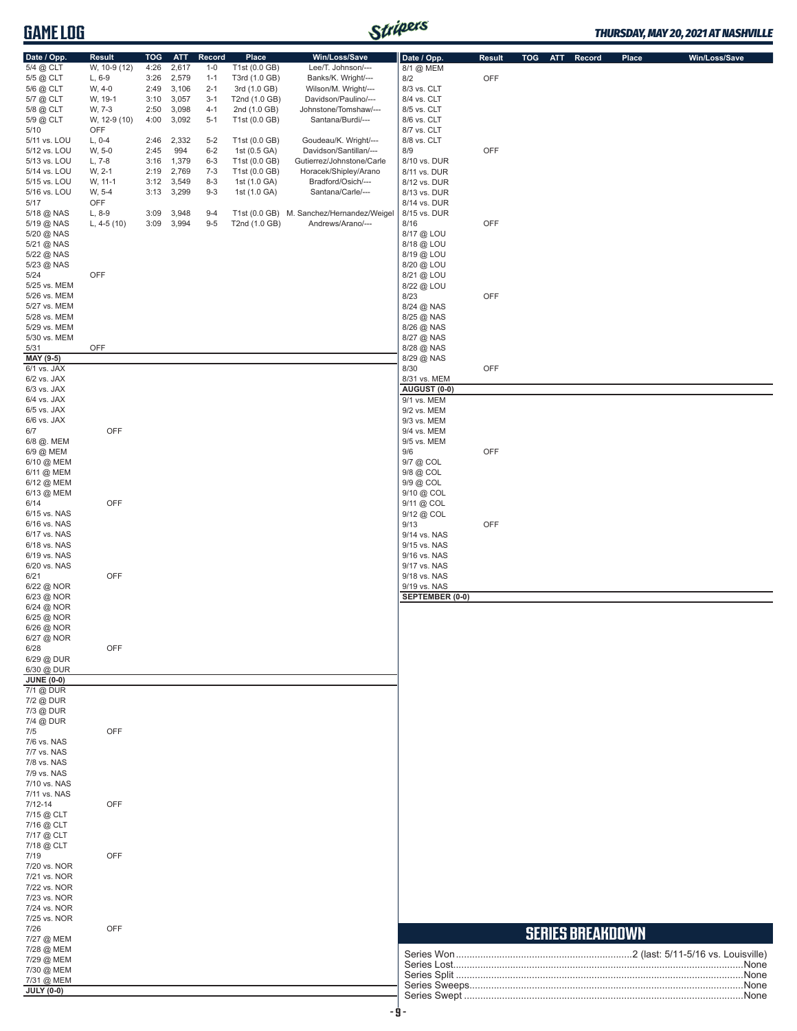# GAME LOG

**THURSDAY, MAY 20, 2021 AT NASHVILLE**

| Date / Opp. | Result | TOG | ATT | Record | Place | Win/Loss/Save |
|---|---|---|---|---|---|---|
| 5/4 @ CLT | W, 10-9 (12) | 4:26 | 2,617 | 1-0 | T1st (0.0 GB) | Lee/T. Johnson/--- |
| 5/5 @ CLT | L, 6-9 | 3:26 | 2,579 | 1-1 | T3rd (1.0 GB) | Banks/K. Wright/--- |
| 5/6 @ CLT | W, 4-0 | 2:49 | 3,106 | 2-1 | 3rd (1.0 GB) | Wilson/M. Wright/--- |
| 5/7 @ CLT | W, 19-1 | 3:10 | 3,057 | 3-1 | T2nd (1.0 GB) | Davidson/Paulino/--- |
| 5/8 @ CLT | W, 7-3 | 2:50 | 3,098 | 4-1 | 2nd (1.0 GB) | Johnstone/Tomshaw/--- |
| 5/9 @ CLT | W, 12-9 (10) | 4:00 | 3,092 | 5-1 | T1st (0.0 GB) | Santana/Burdi/--- |
| 5/10 | OFF | | | | | |
| 5/11 vs. LOU | L, 0-4 | 2:46 | 2,332 | 5-2 | T1st (0.0 GB) | Goudeau/K. Wright/--- |
| 5/12 vs. LOU | W, 5-0 | 2:45 | 994 | 6-2 | 1st (0.5 GA) | Davidson/Santillan/--- |
| 5/13 vs. LOU | L, 7-8 | 3:16 | 1,379 | 6-3 | T1st (0.0 GB) | Gutierrez/Johnstone/Carle |
| 5/14 vs. LOU | W, 2-1 | 2:19 | 2,769 | 7-3 | T1st (0.0 GB) | Horacek/Shipley/Arano |
| 5/15 vs. LOU | W, 11-1 | 3:12 | 3,549 | 8-3 | 1st (1.0 GA) | Bradford/Osich/--- |
| 5/16 vs. LOU | W, 5-4 | 3:13 | 3,299 | 9-3 | 1st (1.0 GA) | Santana/Carle/--- |
| 5/17 | OFF | | | | | |
| 5/18 @ NAS | L, 8-9 | 3:09 | 3,948 | 9-4 | T1st (0.0 GB) | M. Sanchez/Hernandez/Weigel |
| 5/19 @ NAS | L, 4-5 (10) | 3:09 | 3,994 | 9-5 | T2nd (1.0 GB) | Andrews/Arano/--- |
| 5/20 @ NAS | | | | | | |
| 5/21 @ NAS | | | | | | |
| 5/22 @ NAS | | | | | | |
| 5/23 @ NAS | | | | | | |
| 5/24 | OFF | | | | | |
| 5/25 vs. MEM | | | | | | |
| 5/26 vs. MEM | | | | | | |
| 5/27 vs. MEM | | | | | | |
| 5/28 vs. MEM | | | | | | |
| 5/29 vs. MEM | | | | | | |
| 5/30 vs. MEM | | | | | | |
| 5/31 | OFF | | | | | |
| **MAY (9-5)** | | | | | | |
| 6/1 vs. JAX | | | | | | |
| 6/2 vs. JAX | | | | | | |
| 6/3 vs. JAX | | | | | | |
| 6/4 vs. JAX | | | | | | |
| 6/5 vs. JAX | | | | | | |
| 6/6 vs. JAX | | | | | | |
| 6/7 | OFF | | | | | |
| 6/8 @. MEM | | | | | | |
| 6/9 @ MEM | | | | | | |
| 6/10 @ MEM | | | | | | |
| 6/11 @ MEM | | | | | | |
| 6/12 @ MEM | | | | | | |
| 6/13 @ MEM | | | | | | |
| 6/14 | OFF | | | | | |
| 6/15 vs. NAS | | | | | | |
| 6/16 vs. NAS | | | | | | |
| 6/17 vs. NAS | | | | | | |
| 6/18 vs. NAS | | | | | | |
| 6/19 vs. NAS | | | | | | |
| 6/20 vs. NAS | | | | | | |
| 6/21 | OFF | | | | | |
| 6/22 @ NOR | | | | | | |
| 6/23 @ NOR | | | | | | |
| 6/24 @ NOR | | | | | | |
| 6/25 @ NOR | | | | | | |
| 6/26 @ NOR | | | | | | |
| 6/27 @ NOR | | | | | | |
| 6/28 | OFF | | | | | |
| 6/29 @ DUR | | | | | | |
| 6/30 @ DUR | | | | | | |
| **JUNE (0-0)** | | | | | | |
| 7/1 @ DUR | | | | | | |
| 7/2 @ DUR | | | | | | |
| 7/3 @ DUR | | | | | | |
| 7/4 @ DUR | | | | | | |
| 7/5 | OFF | | | | | |
| 7/6 vs. NAS | | | | | | |
| 7/7 vs. NAS | | | | | | |
| 7/8 vs. NAS | | | | | | |
| 7/9 vs. NAS | | | | | | |
| 7/10 vs. NAS | | | | | | |
| 7/11 vs. NAS | | | | | | |
| 7/12-14 | OFF | | | | | |
| 7/15 @ CLT | | | | | | |
| 7/16 @ CLT | | | | | | |
| 7/17 @ CLT | | | | | | |
| 7/18 @ CLT | | | | | | |
| 7/19 | OFF | | | | | |
| 7/20 vs. NOR | | | | | | |
| 7/21 vs. NOR | | | | | | |
| 7/22 vs. NOR | | | | | | |
| 7/23 vs. NOR | | | | | | |
| 7/24 vs. NOR | | | | | | |
| 7/25 vs. NOR | | | | | | |
| 7/26 | OFF | | | | | |
| 7/27 @ MEM | | | | | | |
| 7/28 @ MEM | | | | | | |
| 7/29 @ MEM | | | | | | |
| 7/30 @ MEM | | | | | | |
| 7/31 @ MEM | | | | | | |
| **JULY (0-0)** | | | | | | |

| Date / Opp. | Result | TOG | ATT | Record | Place | Win/Loss/Save |
|---|---|---|---|---|---|---|
| 8/1 @ MEM | | | | | | |
| 8/2 | OFF | | | | | |
| 8/3 vs. CLT | | | | | | |
| 8/4 vs. CLT | | | | | | |
| 8/5 vs. CLT | | | | | | |
| 8/6 vs. CLT | | | | | | |
| 8/7 vs. CLT | | | | | | |
| 8/8 vs. CLT | | | | | | |
| 8/9 | OFF | | | | | |
| 8/10 vs. DUR | | | | | | |
| 8/11 vs. DUR | | | | | | |
| 8/12 vs. DUR | | | | | | |
| 8/13 vs. DUR | | | | | | |
| 8/14 vs. DUR | | | | | | |
| 8/15 vs. DUR | | | | | | |
| 8/16 | OFF | | | | | |
| 8/17 @ LOU | | | | | | |
| 8/18 @ LOU | | | | | | |
| 8/19 @ LOU | | | | | | |
| 8/20 @ LOU | | | | | | |
| 8/21 @ LOU | | | | | | |
| 8/22 @ LOU | | | | | | |
| 8/23 | OFF | | | | | |
| 8/24 @ NAS | | | | | | |
| 8/25 @ NAS | | | | | | |
| 8/26 @ NAS | | | | | | |
| 8/27 @ NAS | | | | | | |
| 8/28 @ NAS | | | | | | |
| 8/29 @ NAS | | | | | | |
| 8/30 | OFF | | | | | |
| 8/31 vs. MEM | | | | | | |
| **AUGUST (0-0)** | | | | | | |
| 9/1 vs. MEM | | | | | | |
| 9/2 vs. MEM | | | | | | |
| 9/3 vs. MEM | | | | | | |
| 9/4 vs. MEM | | | | | | |
| 9/5 vs. MEM | | | | | | |
| 9/6 | OFF | | | | | |
| 9/7 @ COL | | | | | | |
| 9/8 @ COL | | | | | | |
| 9/9 @ COL | | | | | | |
| 9/10 @ COL | | | | | | |
| 9/11 @ COL | | | | | | |
| 9/12 @ COL | | | | | | |
| 9/13 | OFF | | | | | |
| 9/14 vs. NAS | | | | | | |
| 9/15 vs. NAS | | | | | | |
| 9/16 vs. NAS | | | | | | |
| 9/17 vs. NAS | | | | | | |
| 9/18 vs. NAS | | | | | | |
| 9/19 vs. NAS | | | | | | |
| **SEPTEMBER (0-0)** | | | | | | |

## SERIES BREAKDOWN

Series Won....................2 (last: 5/11-5/16 vs. Louisville)
Series Lost....................None
Series Split....................None
Series Sweeps....................None
Series Swept....................None